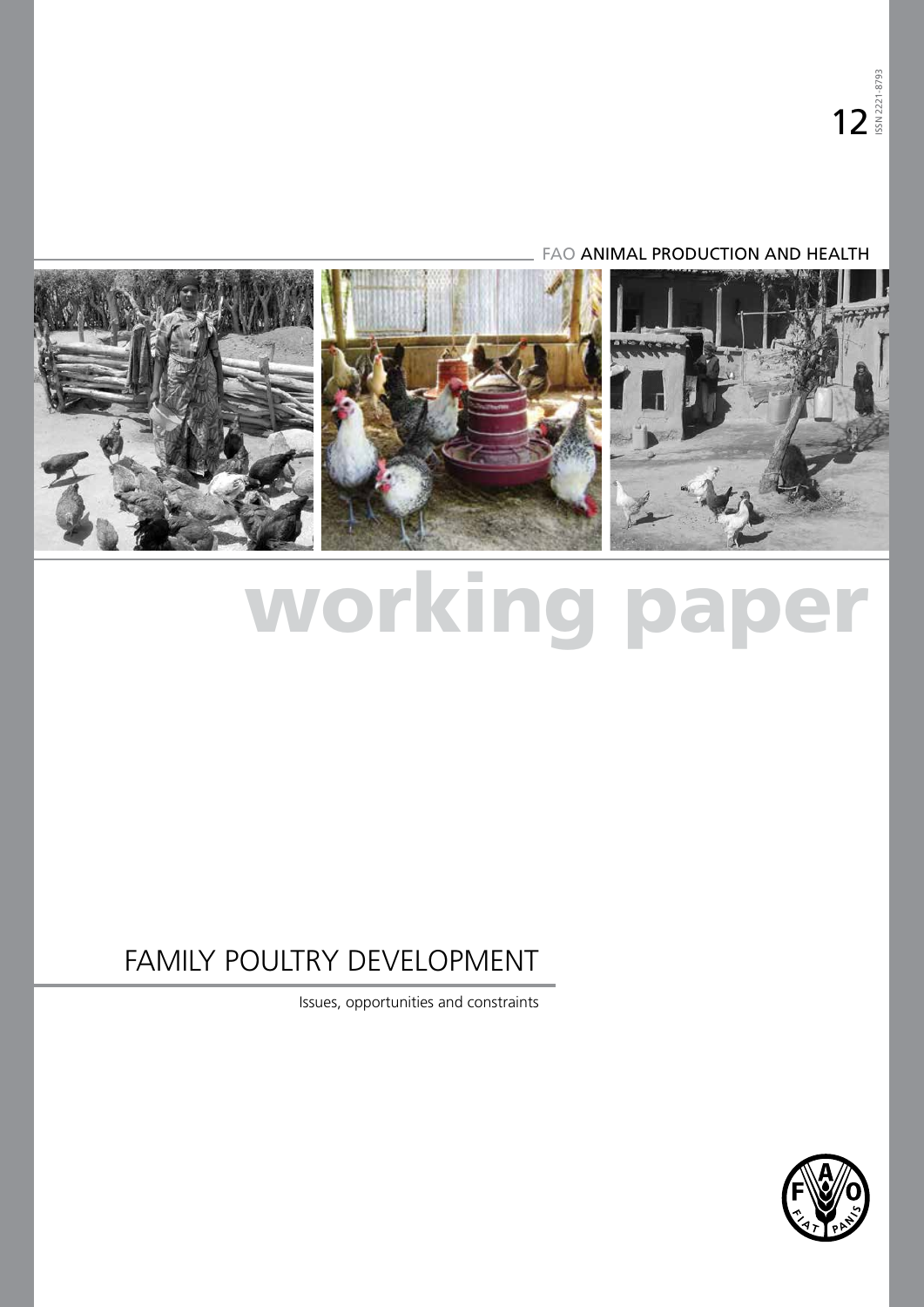12 ISSN 2221-8793

FAO ANIMAL PRODUCTION AND HEALTH

# working paper

## FAMILY POULTRY DEVELOPMENT

Issues, opportunities and constraints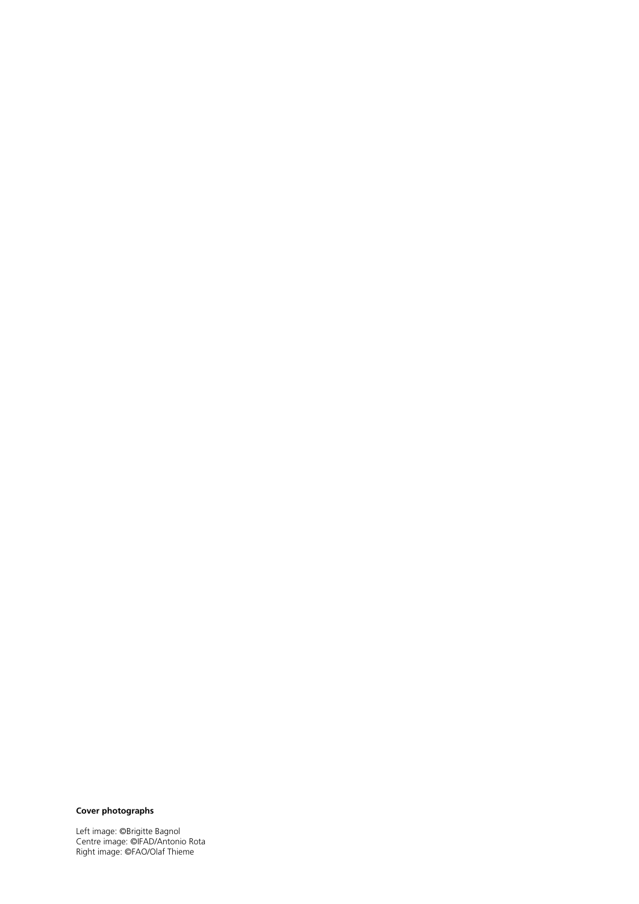**Cover photographs**

Left image: ©Brigitte Bagnol
Centre image: ©IFAD/Antonio Rota
Right image: ©FAO/Olaf Thieme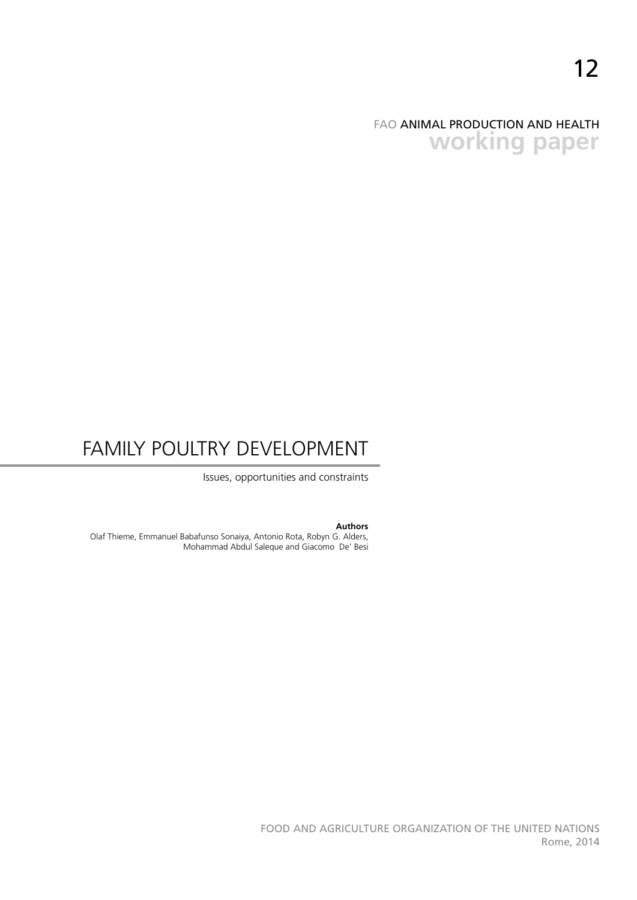12

FAO ANIMAL PRODUCTION AND HEALTH
**working paper**

# FAMILY POULTRY DEVELOPMENT

Issues, opportunities and constraints

**Authors**
Olaf Thieme, Emmanuel Babafunso Sonaiya, Antonio Rota, Robyn G. Alders, Mohammad Abdul Saleque and Giacomo De' Besi

FOOD AND AGRICULTURE ORGANIZATION OF THE UNITED NATIONS
Rome, 2014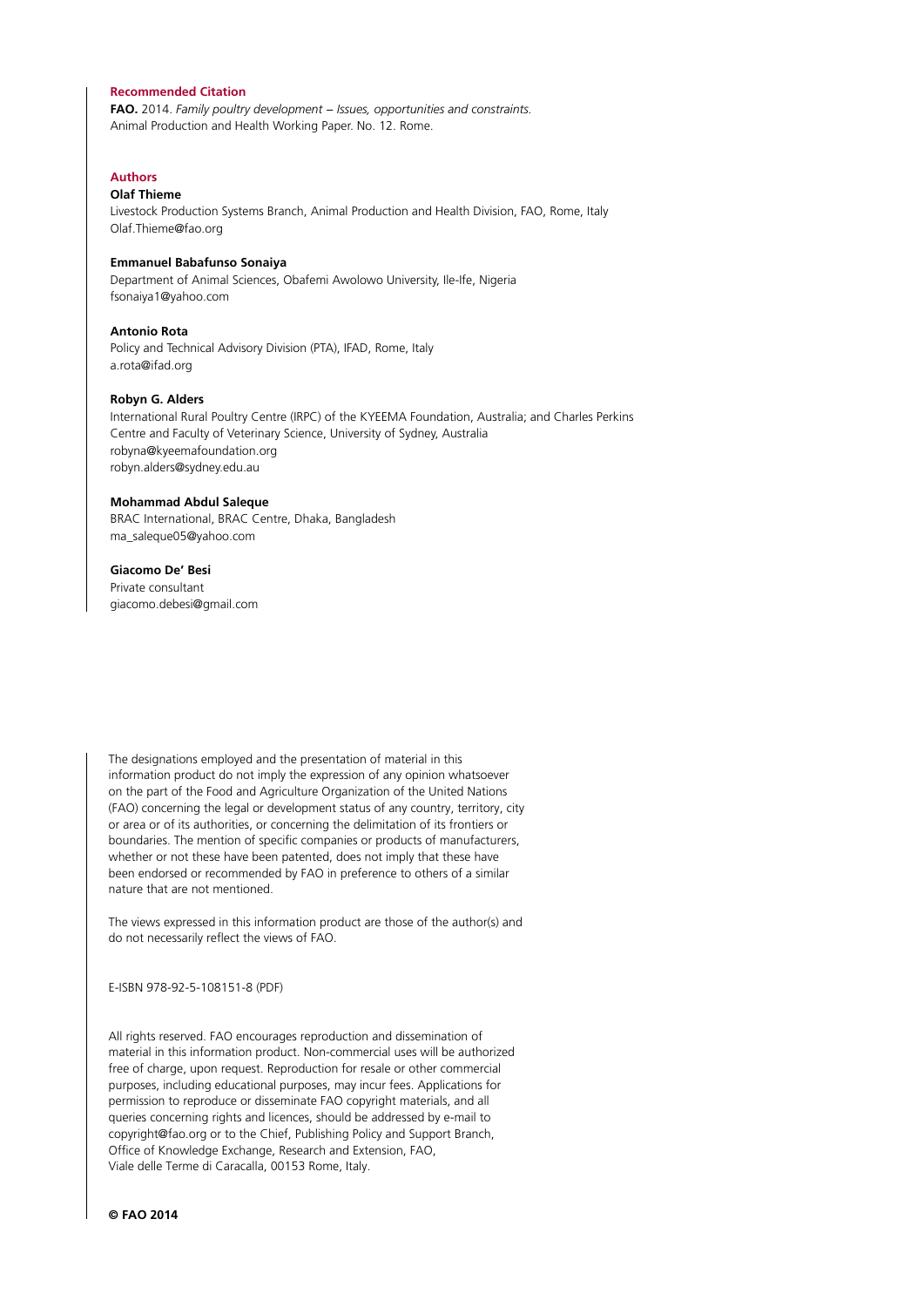**Recommended Citation**

**FAO.** 2014. *Family poultry development – Issues, opportunities and constraints.* Animal Production and Health Working Paper. No. 12. Rome.

**Authors**

**Olaf Thieme**
Livestock Production Systems Branch, Animal Production and Health Division, FAO, Rome, Italy
Olaf.Thieme@fao.org

**Emmanuel Babafunso Sonaiya**
Department of Animal Sciences, Obafemi Awolowo University, Ile-Ife, Nigeria
fsonaiya1@yahoo.com

**Antonio Rota**
Policy and Technical Advisory Division (PTA), IFAD, Rome, Italy
a.rota@ifad.org

**Robyn G. Alders**
International Rural Poultry Centre (IRPC) of the KYEEMA Foundation, Australia; and Charles Perkins Centre and Faculty of Veterinary Science, University of Sydney, Australia
robyna@kyeemafoundation.org
robyn.alders@sydney.edu.au

**Mohammad Abdul Saleque**
BRAC International, BRAC Centre, Dhaka, Bangladesh
ma_saleque05@yahoo.com

**Giacomo De' Besi**
Private consultant
giacomo.debesi@gmail.com

The designations employed and the presentation of material in this information product do not imply the expression of any opinion whatsoever on the part of the Food and Agriculture Organization of the United Nations (FAO) concerning the legal or development status of any country, territory, city or area or of its authorities, or concerning the delimitation of its frontiers or boundaries. The mention of specific companies or products of manufacturers, whether or not these have been patented, does not imply that these have been endorsed or recommended by FAO in preference to others of a similar nature that are not mentioned.

The views expressed in this information product are those of the author(s) and do not necessarily reflect the views of FAO.

E-ISBN 978-92-5-108151-8 (PDF)

All rights reserved. FAO encourages reproduction and dissemination of material in this information product. Non-commercial uses will be authorized free of charge, upon request. Reproduction for resale or other commercial purposes, including educational purposes, may incur fees. Applications for permission to reproduce or disseminate FAO copyright materials, and all queries concerning rights and licences, should be addressed by e-mail to copyright@fao.org or to the Chief, Publishing Policy and Support Branch, Office of Knowledge Exchange, Research and Extension, FAO, Viale delle Terme di Caracalla, 00153 Rome, Italy.

**© FAO 2014**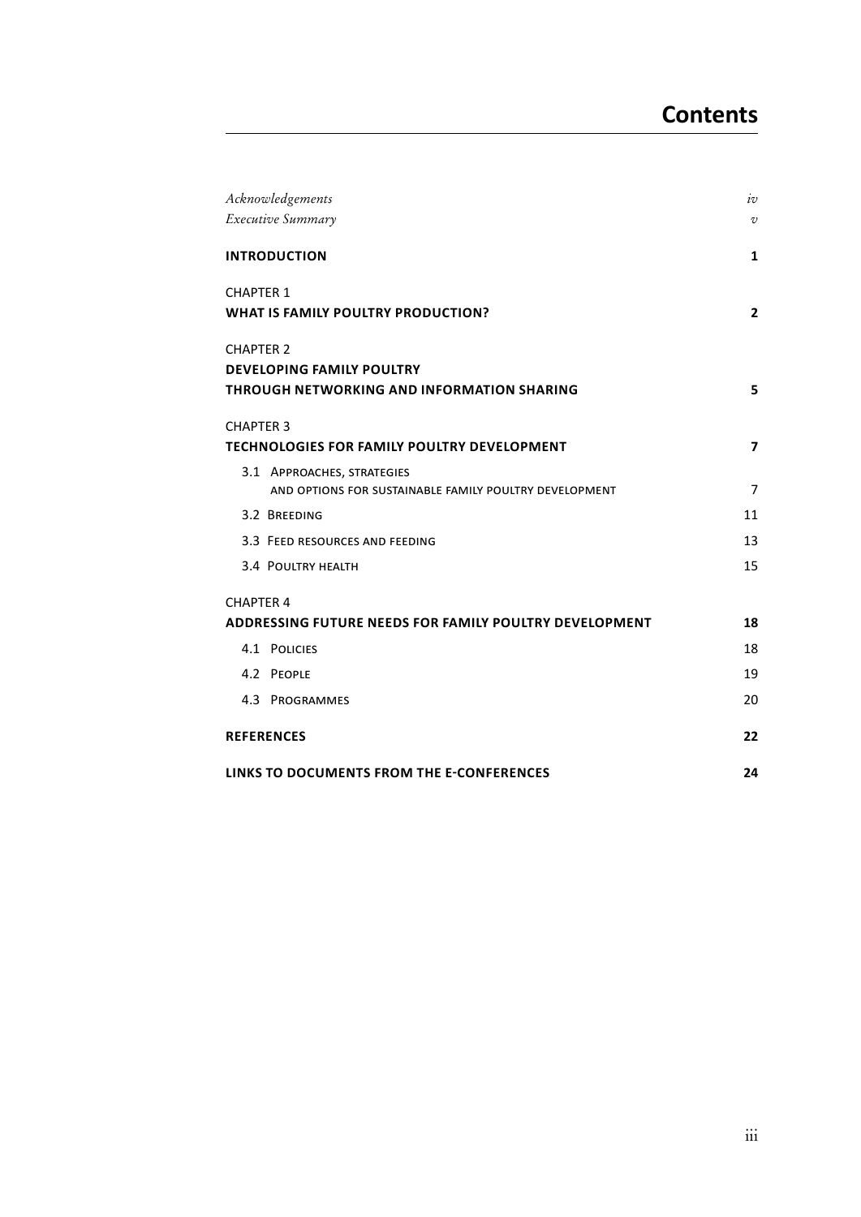# Contents

| | |
|---|---|
| *Acknowledgements* | *iv* |
| *Executive Summary* | *v* |
| **INTRODUCTION** | **1** |
| CHAPTER 1<br>**WHAT IS FAMILY POULTRY PRODUCTION?** | **2** |
| CHAPTER 2<br>**DEVELOPING FAMILY POULTRY THROUGH NETWORKING AND INFORMATION SHARING** | **5** |
| CHAPTER 3<br>**TECHNOLOGIES FOR FAMILY POULTRY DEVELOPMENT** | **7** |
| 3.1 Approaches, strategies and options for sustainable family poultry development | 7 |
| 3.2 Breeding | 11 |
| 3.3 Feed resources and feeding | 13 |
| 3.4 Poultry health | 15 |
| CHAPTER 4<br>**ADDRESSING FUTURE NEEDS FOR FAMILY POULTRY DEVELOPMENT** | **18** |
| 4.1 Policies | 18 |
| 4.2 People | 19 |
| 4.3 Programmes | 20 |
| **REFERENCES** | **22** |
| **LINKS TO DOCUMENTS FROM THE E-CONFERENCES** | **24** |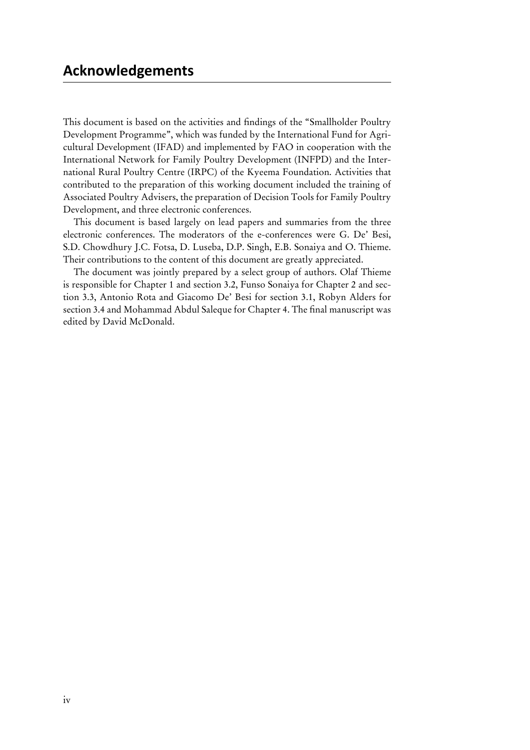## Acknowledgements

This document is based on the activities and findings of the "Smallholder Poultry Development Programme", which was funded by the International Fund for Agricultural Development (IFAD) and implemented by FAO in cooperation with the International Network for Family Poultry Development (INFPD) and the International Rural Poultry Centre (IRPC) of the Kyeema Foundation. Activities that contributed to the preparation of this working document included the training of Associated Poultry Advisers, the preparation of Decision Tools for Family Poultry Development, and three electronic conferences.

This document is based largely on lead papers and summaries from the three electronic conferences. The moderators of the e-conferences were G. De' Besi, S.D. Chowdhury J.C. Fotsa, D. Luseba, D.P. Singh, E.B. Sonaiya and O. Thieme. Their contributions to the content of this document are greatly appreciated.

The document was jointly prepared by a select group of authors. Olaf Thieme is responsible for Chapter 1 and section 3.2, Funso Sonaiya for Chapter 2 and section 3.3, Antonio Rota and Giacomo De' Besi for section 3.1, Robyn Alders for section 3.4 and Mohammad Abdul Saleque for Chapter 4. The final manuscript was edited by David McDonald.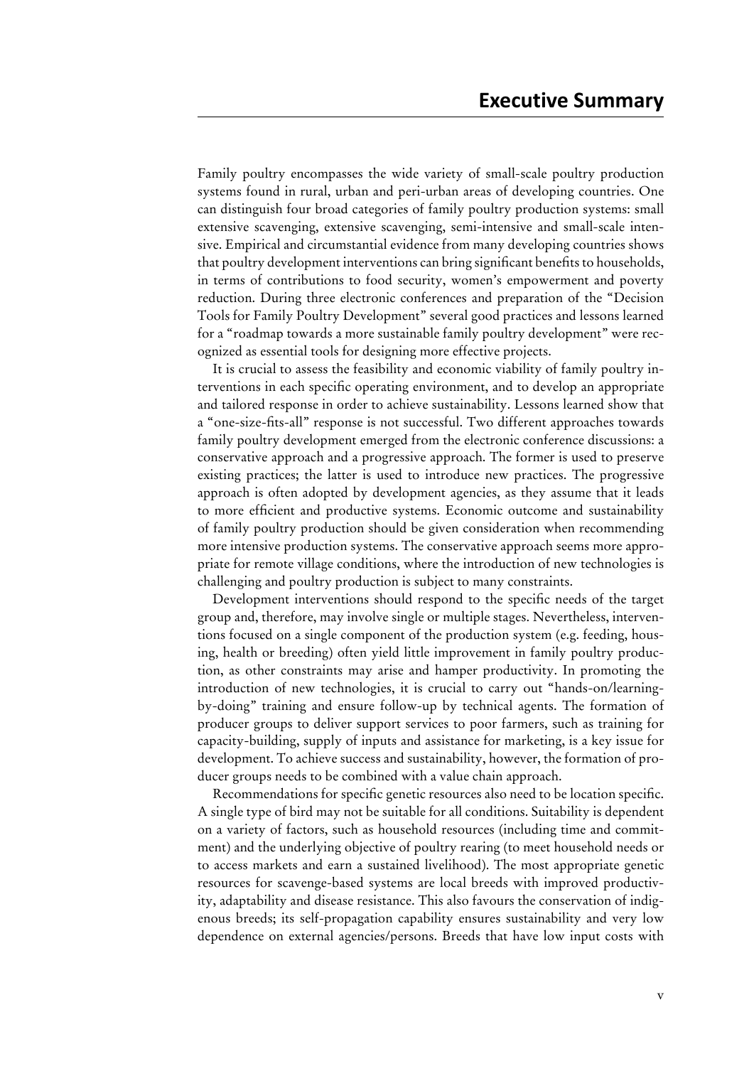# Executive Summary

Family poultry encompasses the wide variety of small-scale poultry production systems found in rural, urban and peri-urban areas of developing countries. One can distinguish four broad categories of family poultry production systems: small extensive scavenging, extensive scavenging, semi-intensive and small-scale intensive. Empirical and circumstantial evidence from many developing countries shows that poultry development interventions can bring significant benefits to households, in terms of contributions to food security, women's empowerment and poverty reduction. During three electronic conferences and preparation of the "Decision Tools for Family Poultry Development" several good practices and lessons learned for a "roadmap towards a more sustainable family poultry development" were recognized as essential tools for designing more effective projects.

It is crucial to assess the feasibility and economic viability of family poultry interventions in each specific operating environment, and to develop an appropriate and tailored response in order to achieve sustainability. Lessons learned show that a "one-size-fits-all" response is not successful. Two different approaches towards family poultry development emerged from the electronic conference discussions: a conservative approach and a progressive approach. The former is used to preserve existing practices; the latter is used to introduce new practices. The progressive approach is often adopted by development agencies, as they assume that it leads to more efficient and productive systems. Economic outcome and sustainability of family poultry production should be given consideration when recommending more intensive production systems. The conservative approach seems more appropriate for remote village conditions, where the introduction of new technologies is challenging and poultry production is subject to many constraints.

Development interventions should respond to the specific needs of the target group and, therefore, may involve single or multiple stages. Nevertheless, interventions focused on a single component of the production system (e.g. feeding, housing, health or breeding) often yield little improvement in family poultry production, as other constraints may arise and hamper productivity. In promoting the introduction of new technologies, it is crucial to carry out "hands-on/learning-by-doing" training and ensure follow-up by technical agents. The formation of producer groups to deliver support services to poor farmers, such as training for capacity-building, supply of inputs and assistance for marketing, is a key issue for development. To achieve success and sustainability, however, the formation of producer groups needs to be combined with a value chain approach.

Recommendations for specific genetic resources also need to be location specific. A single type of bird may not be suitable for all conditions. Suitability is dependent on a variety of factors, such as household resources (including time and commitment) and the underlying objective of poultry rearing (to meet household needs or to access markets and earn a sustained livelihood). The most appropriate genetic resources for scavenge-based systems are local breeds with improved productivity, adaptability and disease resistance. This also favours the conservation of indigenous breeds; its self-propagation capability ensures sustainability and very low dependence on external agencies/persons. Breeds that have low input costs with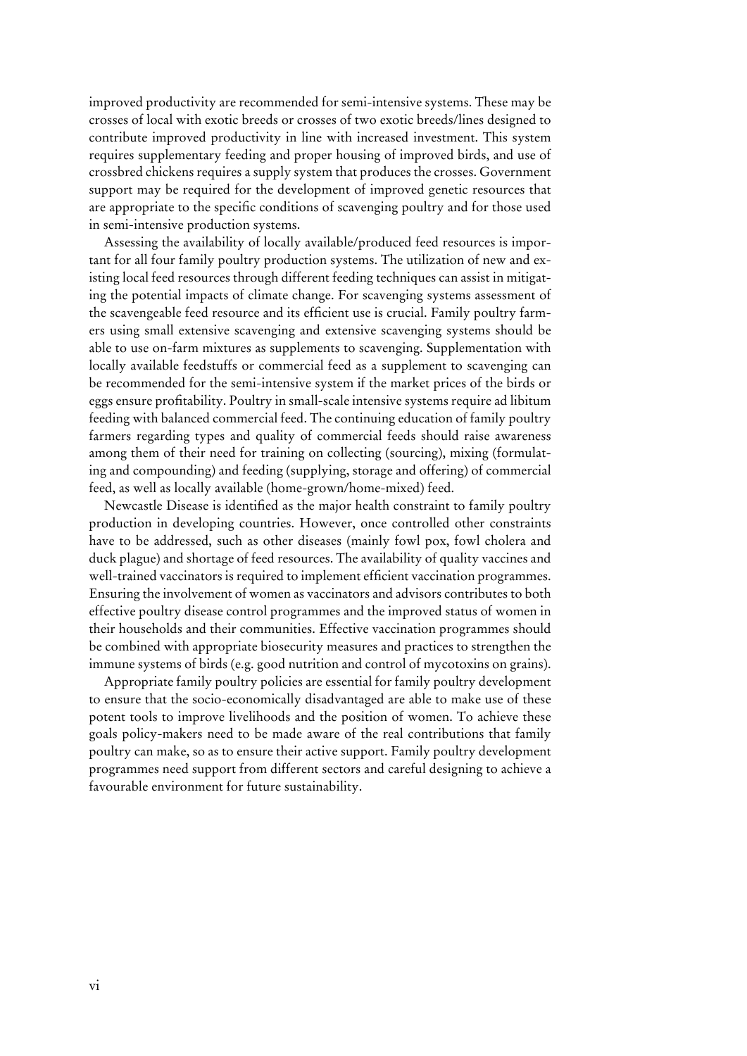improved productivity are recommended for semi-intensive systems. These may be crosses of local with exotic breeds or crosses of two exotic breeds/lines designed to contribute improved productivity in line with increased investment. This system requires supplementary feeding and proper housing of improved birds, and use of crossbred chickens requires a supply system that produces the crosses. Government support may be required for the development of improved genetic resources that are appropriate to the specific conditions of scavenging poultry and for those used in semi-intensive production systems.

Assessing the availability of locally available/produced feed resources is important for all four family poultry production systems. The utilization of new and existing local feed resources through different feeding techniques can assist in mitigating the potential impacts of climate change. For scavenging systems assessment of the scavengeable feed resource and its efficient use is crucial. Family poultry farmers using small extensive scavenging and extensive scavenging systems should be able to use on-farm mixtures as supplements to scavenging. Supplementation with locally available feedstuffs or commercial feed as a supplement to scavenging can be recommended for the semi-intensive system if the market prices of the birds or eggs ensure profitability. Poultry in small-scale intensive systems require ad libitum feeding with balanced commercial feed. The continuing education of family poultry farmers regarding types and quality of commercial feeds should raise awareness among them of their need for training on collecting (sourcing), mixing (formulating and compounding) and feeding (supplying, storage and offering) of commercial feed, as well as locally available (home-grown/home-mixed) feed.

Newcastle Disease is identified as the major health constraint to family poultry production in developing countries. However, once controlled other constraints have to be addressed, such as other diseases (mainly fowl pox, fowl cholera and duck plague) and shortage of feed resources. The availability of quality vaccines and well-trained vaccinators is required to implement efficient vaccination programmes. Ensuring the involvement of women as vaccinators and advisors contributes to both effective poultry disease control programmes and the improved status of women in their households and their communities. Effective vaccination programmes should be combined with appropriate biosecurity measures and practices to strengthen the immune systems of birds (e.g. good nutrition and control of mycotoxins on grains).

Appropriate family poultry policies are essential for family poultry development to ensure that the socio-economically disadvantaged are able to make use of these potent tools to improve livelihoods and the position of women. To achieve these goals policy-makers need to be made aware of the real contributions that family poultry can make, so as to ensure their active support. Family poultry development programmes need support from different sectors and careful designing to achieve a favourable environment for future sustainability.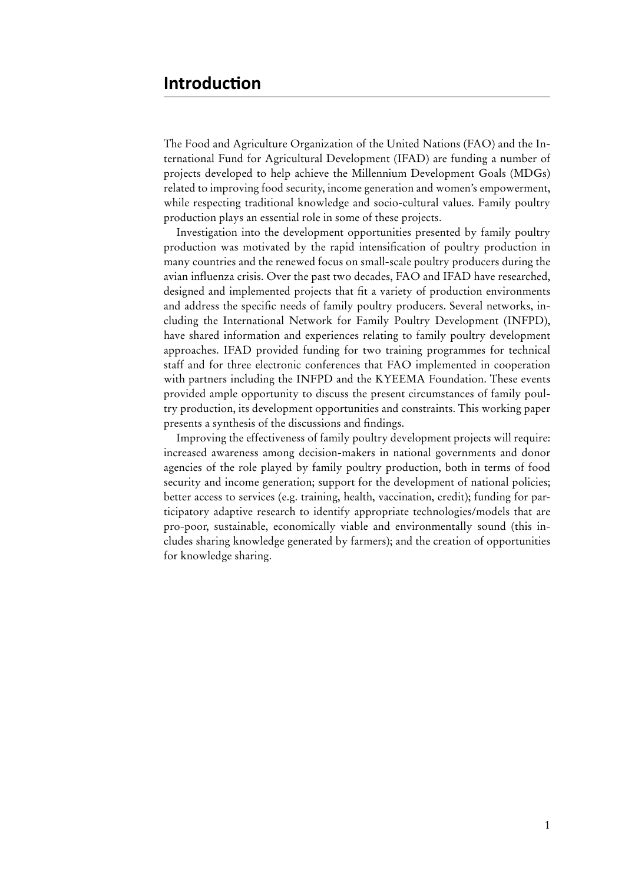# Introduction

The Food and Agriculture Organization of the United Nations (FAO) and the International Fund for Agricultural Development (IFAD) are funding a number of projects developed to help achieve the Millennium Development Goals (MDGs) related to improving food security, income generation and women's empowerment, while respecting traditional knowledge and socio-cultural values. Family poultry production plays an essential role in some of these projects.

Investigation into the development opportunities presented by family poultry production was motivated by the rapid intensification of poultry production in many countries and the renewed focus on small-scale poultry producers during the avian influenza crisis. Over the past two decades, FAO and IFAD have researched, designed and implemented projects that fit a variety of production environments and address the specific needs of family poultry producers. Several networks, including the International Network for Family Poultry Development (INFPD), have shared information and experiences relating to family poultry development approaches. IFAD provided funding for two training programmes for technical staff and for three electronic conferences that FAO implemented in cooperation with partners including the INFPD and the KYEEMA Foundation. These events provided ample opportunity to discuss the present circumstances of family poultry production, its development opportunities and constraints. This working paper presents a synthesis of the discussions and findings.

Improving the effectiveness of family poultry development projects will require: increased awareness among decision-makers in national governments and donor agencies of the role played by family poultry production, both in terms of food security and income generation; support for the development of national policies; better access to services (e.g. training, health, vaccination, credit); funding for participatory adaptive research to identify appropriate technologies/models that are pro-poor, sustainable, economically viable and environmentally sound (this includes sharing knowledge generated by farmers); and the creation of opportunities for knowledge sharing.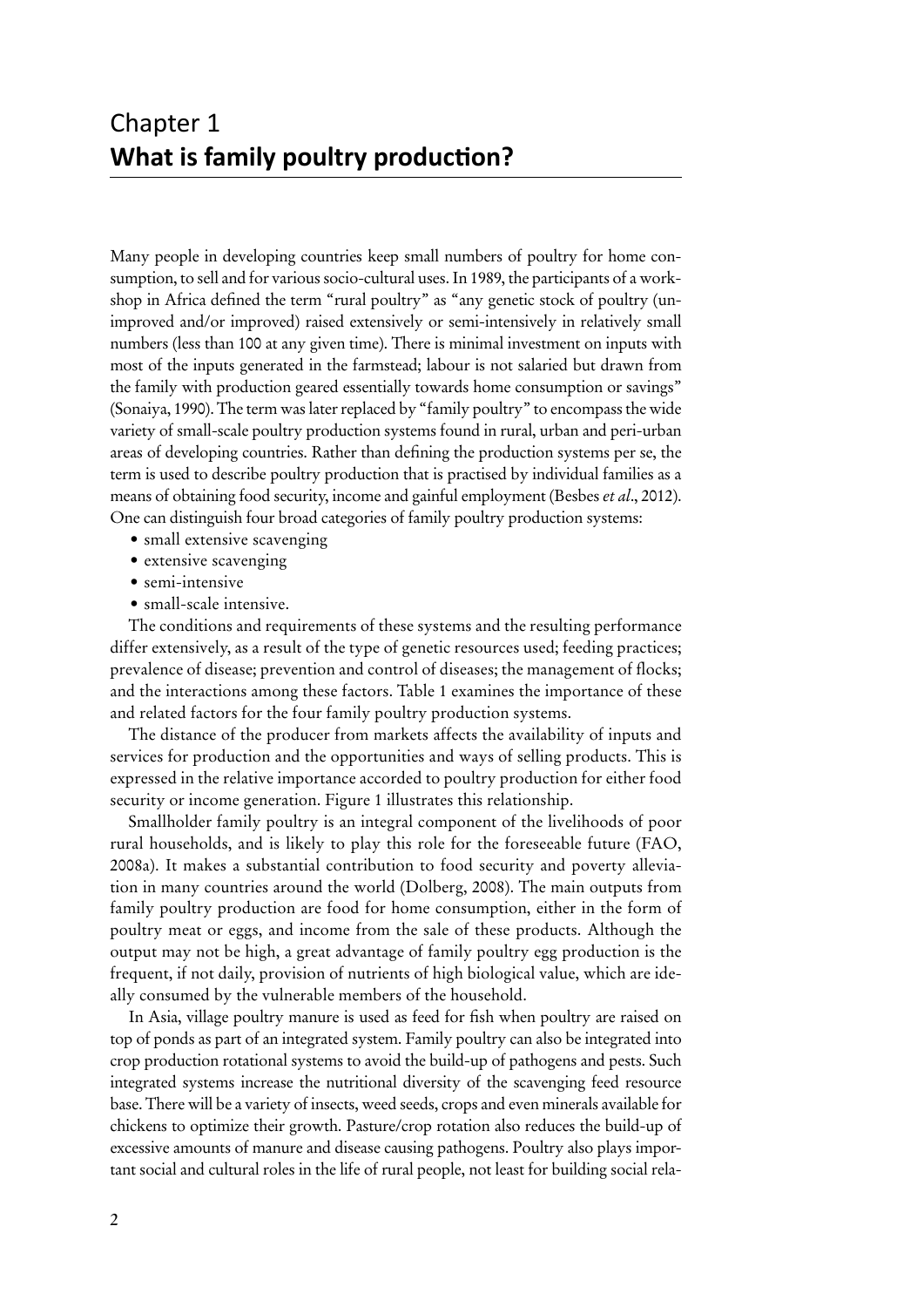# Chapter 1
# **What is family poultry production?**

Many people in developing countries keep small numbers of poultry for home consumption, to sell and for various socio-cultural uses. In 1989, the participants of a workshop in Africa defined the term "rural poultry" as "any genetic stock of poultry (unimproved and/or improved) raised extensively or semi-intensively in relatively small numbers (less than 100 at any given time). There is minimal investment on inputs with most of the inputs generated in the farmstead; labour is not salaried but drawn from the family with production geared essentially towards home consumption or savings" (Sonaiya, 1990). The term was later replaced by "family poultry" to encompass the wide variety of small-scale poultry production systems found in rural, urban and peri-urban areas of developing countries. Rather than defining the production systems per se, the term is used to describe poultry production that is practised by individual families as a means of obtaining food security, income and gainful employment (Besbes *et al*., 2012). One can distinguish four broad categories of family poultry production systems:

- small extensive scavenging
- extensive scavenging
- semi-intensive
- small-scale intensive.

The conditions and requirements of these systems and the resulting performance differ extensively, as a result of the type of genetic resources used; feeding practices; prevalence of disease; prevention and control of diseases; the management of flocks; and the interactions among these factors. Table 1 examines the importance of these and related factors for the four family poultry production systems.

The distance of the producer from markets affects the availability of inputs and services for production and the opportunities and ways of selling products. This is expressed in the relative importance accorded to poultry production for either food security or income generation. Figure 1 illustrates this relationship.

Smallholder family poultry is an integral component of the livelihoods of poor rural households, and is likely to play this role for the foreseeable future (FAO, 2008a). It makes a substantial contribution to food security and poverty alleviation in many countries around the world (Dolberg, 2008). The main outputs from family poultry production are food for home consumption, either in the form of poultry meat or eggs, and income from the sale of these products. Although the output may not be high, a great advantage of family poultry egg production is the frequent, if not daily, provision of nutrients of high biological value, which are ideally consumed by the vulnerable members of the household.

In Asia, village poultry manure is used as feed for fish when poultry are raised on top of ponds as part of an integrated system. Family poultry can also be integrated into crop production rotational systems to avoid the build-up of pathogens and pests. Such integrated systems increase the nutritional diversity of the scavenging feed resource base. There will be a variety of insects, weed seeds, crops and even minerals available for chickens to optimize their growth. Pasture/crop rotation also reduces the build-up of excessive amounts of manure and disease causing pathogens. Poultry also plays important social and cultural roles in the life of rural people, not least for building social rela-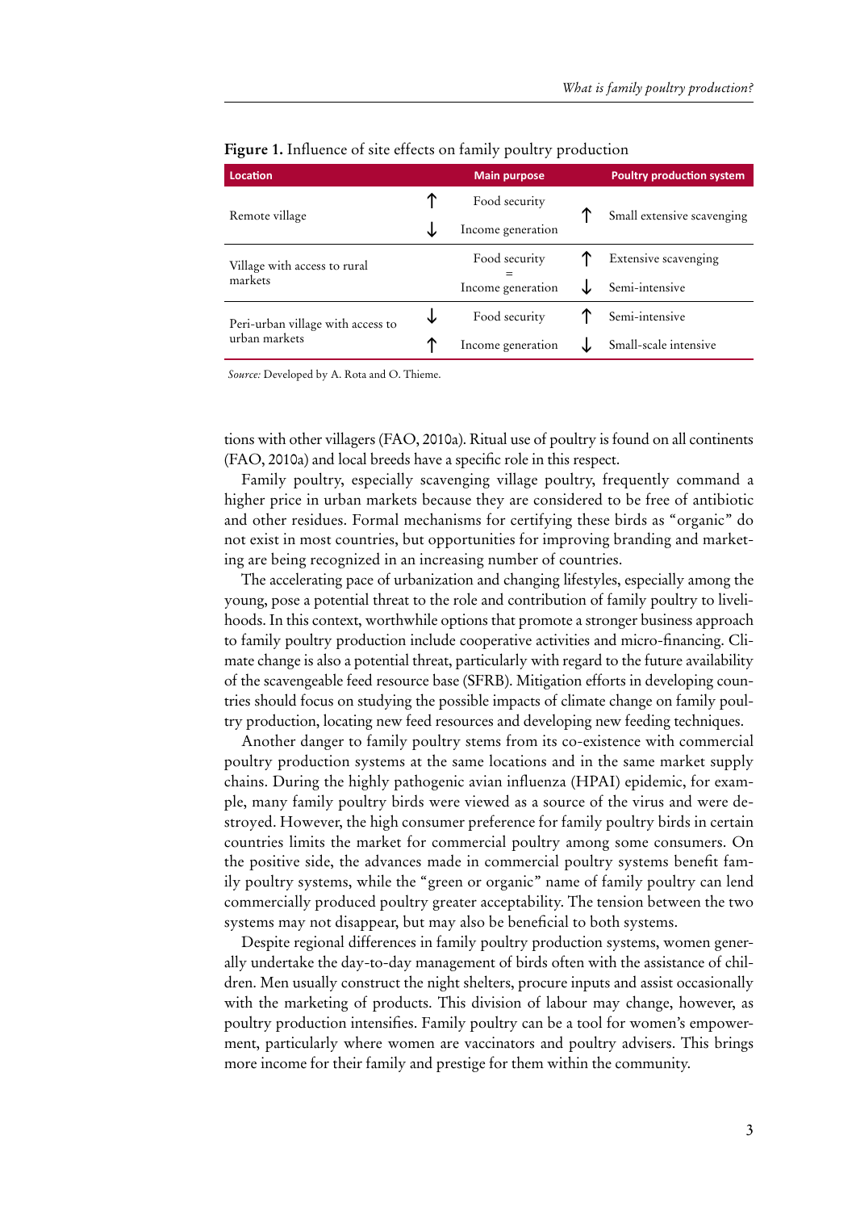**Figure 1.** Influence of site effects on family poultry production

| Location | | Main purpose | | Poultry production system |
|---|---|---|---|---|
| Remote village | ↑ | Food security | ↑ | Small extensive scavenging |
| | ↓ | Income generation | | |
| Village with access to rural markets | | Food security = Income generation | ↑ | Extensive scavenging |
| | | | ↓ | Semi-intensive |
| Peri-urban village with access to urban markets | ↓ | Food security | ↑ | Semi-intensive |
| | ↑ | Income generation | ↓ | Small-scale intensive |

*Source:* Developed by A. Rota and O. Thieme.

tions with other villagers (FAO, 2010a). Ritual use of poultry is found on all continents (FAO, 2010a) and local breeds have a specific role in this respect.

Family poultry, especially scavenging village poultry, frequently command a higher price in urban markets because they are considered to be free of antibiotic and other residues. Formal mechanisms for certifying these birds as "organic" do not exist in most countries, but opportunities for improving branding and marketing are being recognized in an increasing number of countries.

The accelerating pace of urbanization and changing lifestyles, especially among the young, pose a potential threat to the role and contribution of family poultry to livelihoods. In this context, worthwhile options that promote a stronger business approach to family poultry production include cooperative activities and micro-financing. Climate change is also a potential threat, particularly with regard to the future availability of the scavengeable feed resource base (SFRB). Mitigation efforts in developing countries should focus on studying the possible impacts of climate change on family poultry production, locating new feed resources and developing new feeding techniques.

Another danger to family poultry stems from its co-existence with commercial poultry production systems at the same locations and in the same market supply chains. During the highly pathogenic avian influenza (HPAI) epidemic, for example, many family poultry birds were viewed as a source of the virus and were destroyed. However, the high consumer preference for family poultry birds in certain countries limits the market for commercial poultry among some consumers. On the positive side, the advances made in commercial poultry systems benefit family poultry systems, while the "green or organic" name of family poultry can lend commercially produced poultry greater acceptability. The tension between the two systems may not disappear, but may also be beneficial to both systems.

Despite regional differences in family poultry production systems, women generally undertake the day-to-day management of birds often with the assistance of children. Men usually construct the night shelters, procure inputs and assist occasionally with the marketing of products. This division of labour may change, however, as poultry production intensifies. Family poultry can be a tool for women's empowerment, particularly where women are vaccinators and poultry advisers. This brings more income for their family and prestige for them within the community.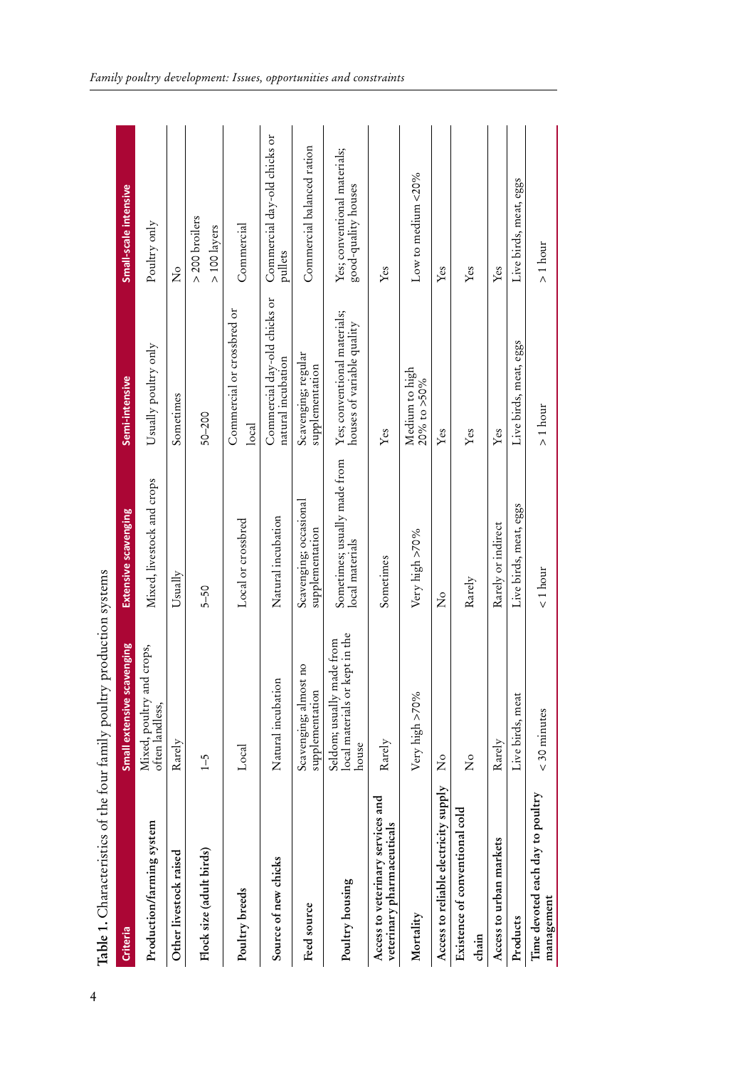**Table 1.** Characteristics of the four family poultry production systems

| Criteria | Small extensive scavenging | Extensive scavenging | Semi-intensive | Small-scale intensive |
|---|---|---|---|---|
| **Production/farming system** | Mixed, poultry and crops, often landless, | Mixed, livestock and crops | Usually poultry only | Poultry only |
| **Other livestock raised** | Rarely | Usually | Sometimes | No |
| **Flock size (adult birds)** | 1–5 | 5–50 | 50–200 | > 200 broilers<br>> 100 layers |
| **Poultry breeds** | Local | Local or crossbred | Commercial or crossbred or local | Commercial |
| **Source of new chicks** | Natural incubation | Natural incubation | Commercial day-old chicks or natural incubation | Commercial day-old chicks or pullets |
| **Feed source** | Scavenging; almost no supplementation | Scavenging; occasional supplementation | Scavenging; regular supplementation | Commercial balanced ration |
| **Poultry housing** | Seldom; usually made from local materials or kept in the house | Sometimes; usually made from local materials | Yes; conventional materials; houses of variable quality | Yes; conventional materials; good-quality houses |
| **Access to veterinary services and veterinary pharmaceuticals** | Rarely | Sometimes | Yes | Yes |
| **Mortality** | Very high >70% | Very high >70% | Medium to high 20% to >50% | Low to medium <20% |
| **Access to reliable electricity supply** | No | No | Yes | Yes |
| **Existence of conventional cold chain** | No | Rarely | Yes | Yes |
| **Access to urban markets** | Rarely | Rarely or indirect | Yes | Yes |
| **Products** | Live birds, meat | Live birds, meat, eggs | Live birds, meat, eggs | Live birds, meat, eggs |
| **Time devoted each day to poultry management** | < 30 minutes | < 1 hour | > 1 hour | > 1 hour |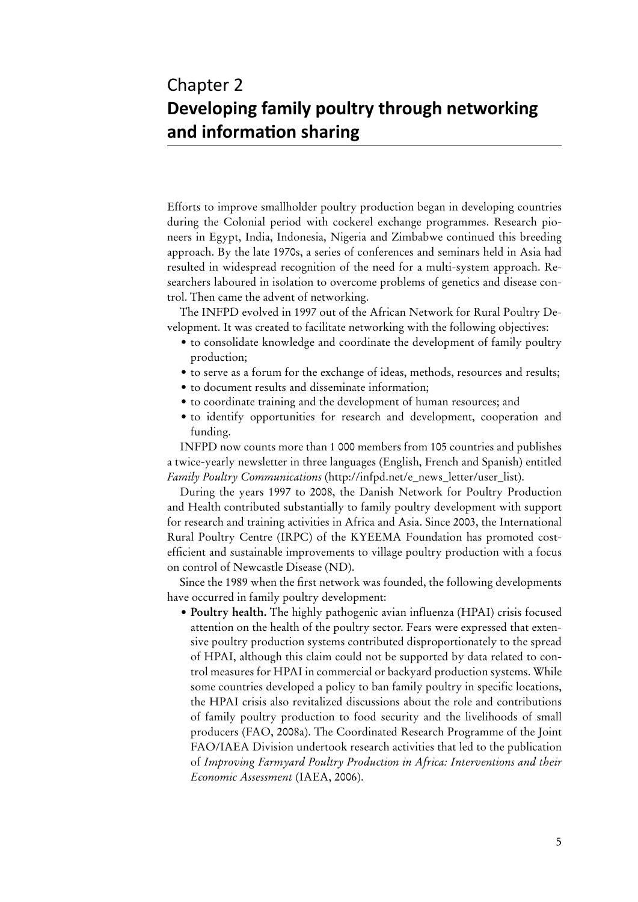# Chapter 2
# Developing family poultry through networking and information sharing

Efforts to improve smallholder poultry production began in developing countries during the Colonial period with cockerel exchange programmes. Research pioneers in Egypt, India, Indonesia, Nigeria and Zimbabwe continued this breeding approach. By the late 1970s, a series of conferences and seminars held in Asia had resulted in widespread recognition of the need for a multi-system approach. Researchers laboured in isolation to overcome problems of genetics and disease control. Then came the advent of networking.

The INFPD evolved in 1997 out of the African Network for Rural Poultry Development. It was created to facilitate networking with the following objectives:

- to consolidate knowledge and coordinate the development of family poultry production;
- to serve as a forum for the exchange of ideas, methods, resources and results;
- to document results and disseminate information;
- to coordinate training and the development of human resources; and
- to identify opportunities for research and development, cooperation and funding.

INFPD now counts more than 1 000 members from 105 countries and publishes a twice-yearly newsletter in three languages (English, French and Spanish) entitled *Family Poultry Communications* (http://infpd.net/e_news_letter/user_list).

During the years 1997 to 2008, the Danish Network for Poultry Production and Health contributed substantially to family poultry development with support for research and training activities in Africa and Asia. Since 2003, the International Rural Poultry Centre (IRPC) of the KYEEMA Foundation has promoted cost-efficient and sustainable improvements to village poultry production with a focus on control of Newcastle Disease (ND).

Since the 1989 when the first network was founded, the following developments have occurred in family poultry development:

- **Poultry health.** The highly pathogenic avian influenza (HPAI) crisis focused attention on the health of the poultry sector. Fears were expressed that extensive poultry production systems contributed disproportionately to the spread of HPAI, although this claim could not be supported by data related to control measures for HPAI in commercial or backyard production systems. While some countries developed a policy to ban family poultry in specific locations, the HPAI crisis also revitalized discussions about the role and contributions of family poultry production to food security and the livelihoods of small producers (FAO, 2008a). The Coordinated Research Programme of the Joint FAO/IAEA Division undertook research activities that led to the publication of *Improving Farmyard Poultry Production in Africa: Interventions and their Economic Assessment* (IAEA, 2006).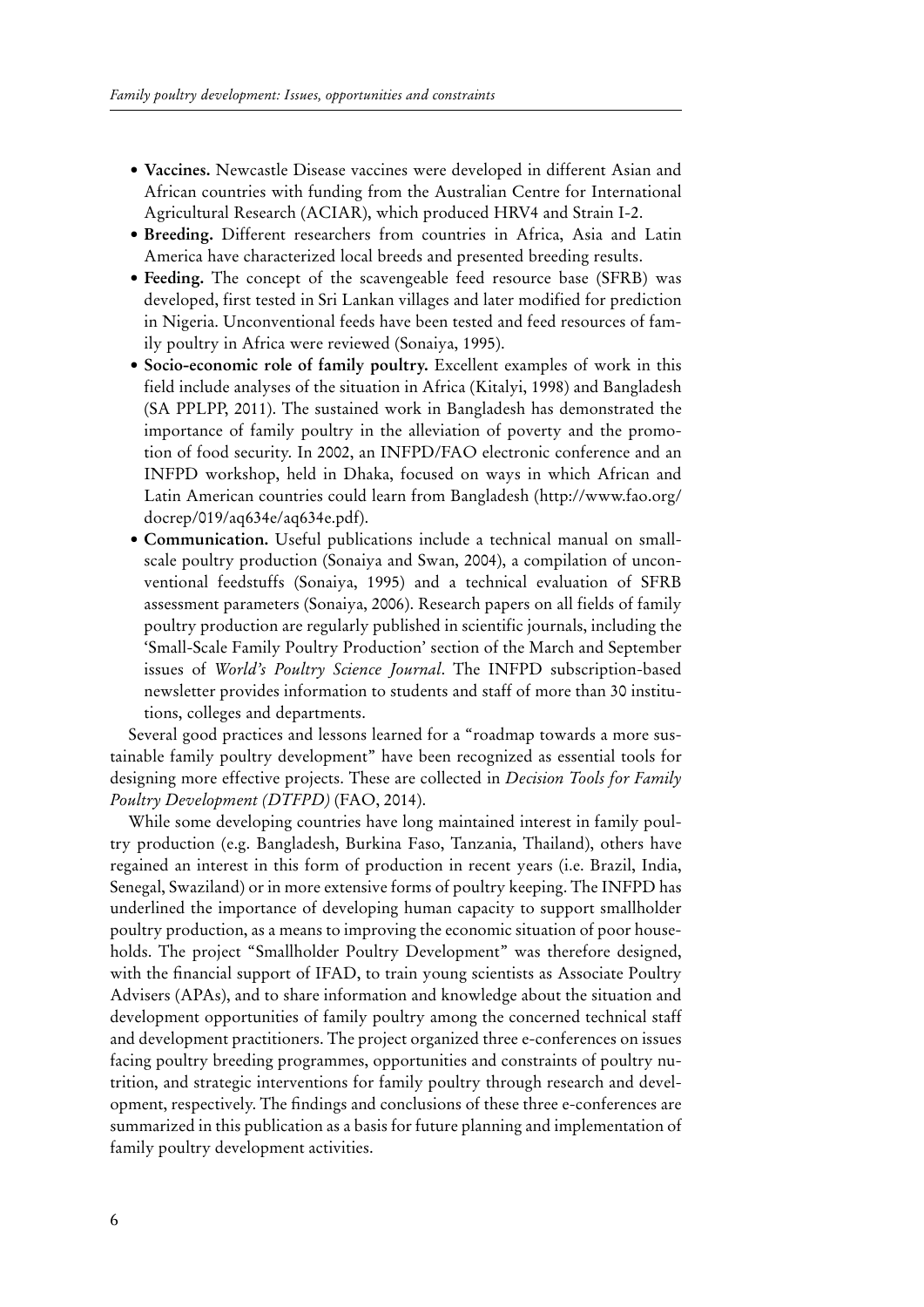- **Vaccines.** Newcastle Disease vaccines were developed in different Asian and African countries with funding from the Australian Centre for International Agricultural Research (ACIAR), which produced HRV4 and Strain I-2.
- **Breeding.** Different researchers from countries in Africa, Asia and Latin America have characterized local breeds and presented breeding results.
- **Feeding.** The concept of the scavengeable feed resource base (SFRB) was developed, first tested in Sri Lankan villages and later modified for prediction in Nigeria. Unconventional feeds have been tested and feed resources of family poultry in Africa were reviewed (Sonaiya, 1995).
- **Socio-economic role of family poultry.** Excellent examples of work in this field include analyses of the situation in Africa (Kitalyi, 1998) and Bangladesh (SA PPLPP, 2011). The sustained work in Bangladesh has demonstrated the importance of family poultry in the alleviation of poverty and the promotion of food security. In 2002, an INFPD/FAO electronic conference and an INFPD workshop, held in Dhaka, focused on ways in which African and Latin American countries could learn from Bangladesh (http://www.fao.org/docrep/019/aq634e/aq634e.pdf).
- **Communication.** Useful publications include a technical manual on small-scale poultry production (Sonaiya and Swan, 2004), a compilation of unconventional feedstuffs (Sonaiya, 1995) and a technical evaluation of SFRB assessment parameters (Sonaiya, 2006). Research papers on all fields of family poultry production are regularly published in scientific journals, including the 'Small-Scale Family Poultry Production' section of the March and September issues of *World's Poultry Science Journal*. The INFPD subscription-based newsletter provides information to students and staff of more than 30 institutions, colleges and departments.

Several good practices and lessons learned for a "roadmap towards a more sustainable family poultry development" have been recognized as essential tools for designing more effective projects. These are collected in *Decision Tools for Family Poultry Development (DTFPD)* (FAO, 2014).

While some developing countries have long maintained interest in family poultry production (e.g. Bangladesh, Burkina Faso, Tanzania, Thailand), others have regained an interest in this form of production in recent years (i.e. Brazil, India, Senegal, Swaziland) or in more extensive forms of poultry keeping. The INFPD has underlined the importance of developing human capacity to support smallholder poultry production, as a means to improving the economic situation of poor households. The project "Smallholder Poultry Development" was therefore designed, with the financial support of IFAD, to train young scientists as Associate Poultry Advisers (APAs), and to share information and knowledge about the situation and development opportunities of family poultry among the concerned technical staff and development practitioners. The project organized three e-conferences on issues facing poultry breeding programmes, opportunities and constraints of poultry nutrition, and strategic interventions for family poultry through research and development, respectively. The findings and conclusions of these three e-conferences are summarized in this publication as a basis for future planning and implementation of family poultry development activities.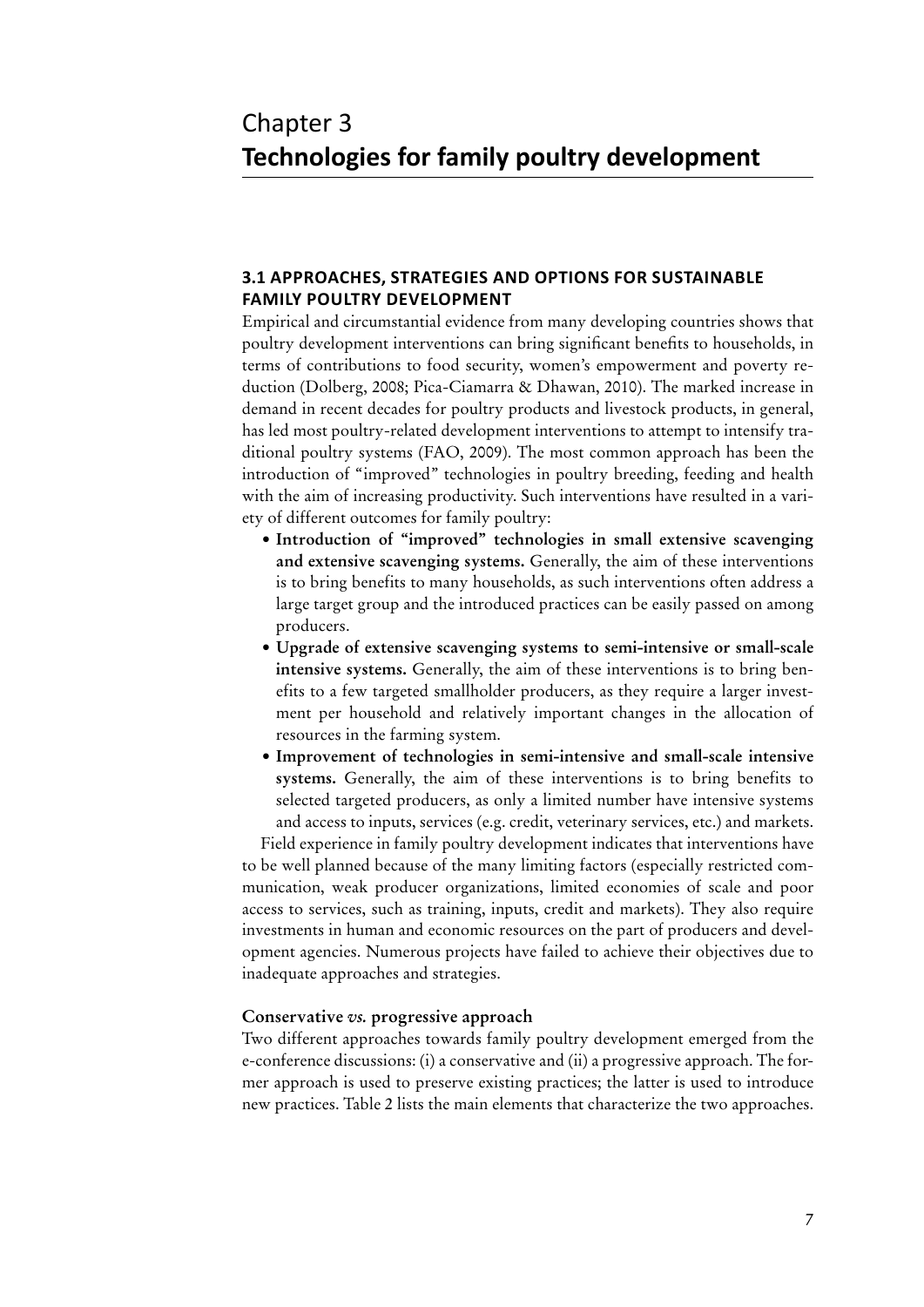# Chapter 3
# Technologies for family poultry development

## 3.1 APPROACHES, STRATEGIES AND OPTIONS FOR SUSTAINABLE FAMILY POULTRY DEVELOPMENT

Empirical and circumstantial evidence from many developing countries shows that poultry development interventions can bring significant benefits to households, in terms of contributions to food security, women's empowerment and poverty reduction (Dolberg, 2008; Pica-Ciamarra & Dhawan, 2010). The marked increase in demand in recent decades for poultry products and livestock products, in general, has led most poultry-related development interventions to attempt to intensify traditional poultry systems (FAO, 2009). The most common approach has been the introduction of "improved" technologies in poultry breeding, feeding and health with the aim of increasing productivity. Such interventions have resulted in a variety of different outcomes for family poultry:

- **Introduction of "improved" technologies in small extensive scavenging and extensive scavenging systems.** Generally, the aim of these interventions is to bring benefits to many households, as such interventions often address a large target group and the introduced practices can be easily passed on among producers.
- **Upgrade of extensive scavenging systems to semi-intensive or small-scale intensive systems.** Generally, the aim of these interventions is to bring benefits to a few targeted smallholder producers, as they require a larger investment per household and relatively important changes in the allocation of resources in the farming system.
- **Improvement of technologies in semi-intensive and small-scale intensive systems.** Generally, the aim of these interventions is to bring benefits to selected targeted producers, as only a limited number have intensive systems and access to inputs, services (e.g. credit, veterinary services, etc.) and markets.

Field experience in family poultry development indicates that interventions have to be well planned because of the many limiting factors (especially restricted communication, weak producer organizations, limited economies of scale and poor access to services, such as training, inputs, credit and markets). They also require investments in human and economic resources on the part of producers and development agencies. Numerous projects have failed to achieve their objectives due to inadequate approaches and strategies.

### Conservative *vs.* progressive approach

Two different approaches towards family poultry development emerged from the e-conference discussions: (i) a conservative and (ii) a progressive approach. The former approach is used to preserve existing practices; the latter is used to introduce new practices. Table 2 lists the main elements that characterize the two approaches.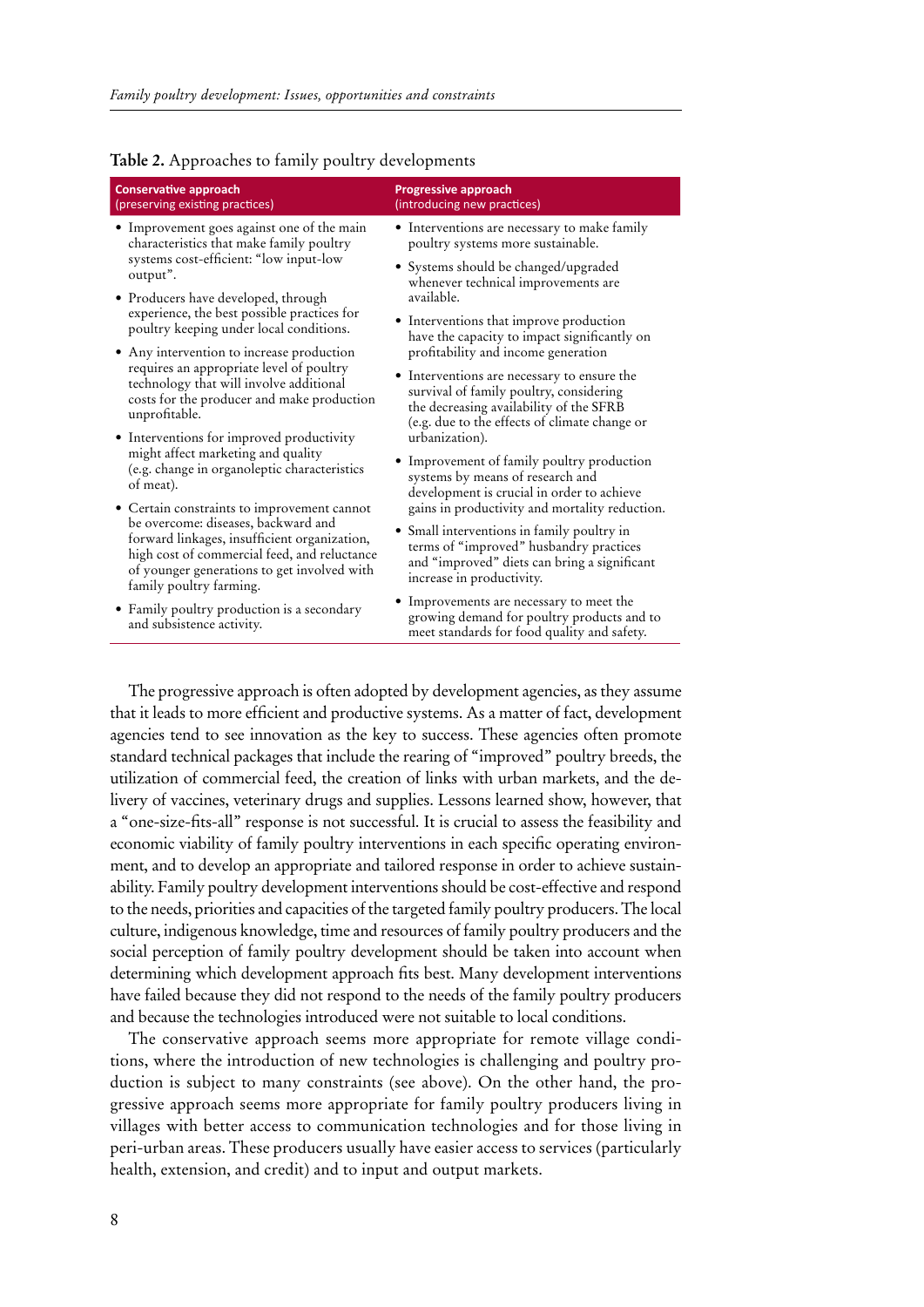**Table 2.** Approaches to family poultry developments

| Conservative approach (preserving existing practices) | Progressive approach (introducing new practices) |
| --- | --- |
| • Improvement goes against one of the main characteristics that make family poultry systems cost-efficient: "low input-low output".<br>• Producers have developed, through experience, the best possible practices for poultry keeping under local conditions.<br>• Any intervention to increase production requires an appropriate level of poultry technology that will involve additional costs for the producer and make production unprofitable.<br>• Interventions for improved productivity might affect marketing and quality (e.g. change in organoleptic characteristics of meat).<br>• Certain constraints to improvement cannot be overcome: diseases, backward and forward linkages, insufficient organization, high cost of commercial feed, and reluctance of younger generations to get involved with family poultry farming.<br>• Family poultry production is a secondary and subsistence activity. | • Interventions are necessary to make family poultry systems more sustainable.<br>• Systems should be changed/upgraded whenever technical improvements are available.<br>• Interventions that improve production have the capacity to impact significantly on profitability and income generation<br>• Interventions are necessary to ensure the survival of family poultry, considering the decreasing availability of the SFRB (e.g. due to the effects of climate change or urbanization).<br>• Improvement of family poultry production systems by means of research and development is crucial in order to achieve gains in productivity and mortality reduction.<br>• Small interventions in family poultry in terms of "improved" husbandry practices and "improved" diets can bring a significant increase in productivity.<br>• Improvements are necessary to meet the growing demand for poultry products and to meet standards for food quality and safety. |

The progressive approach is often adopted by development agencies, as they assume that it leads to more efficient and productive systems. As a matter of fact, development agencies tend to see innovation as the key to success. These agencies often promote standard technical packages that include the rearing of "improved" poultry breeds, the utilization of commercial feed, the creation of links with urban markets, and the delivery of vaccines, veterinary drugs and supplies. Lessons learned show, however, that a "one-size-fits-all" response is not successful. It is crucial to assess the feasibility and economic viability of family poultry interventions in each specific operating environment, and to develop an appropriate and tailored response in order to achieve sustainability. Family poultry development interventions should be cost-effective and respond to the needs, priorities and capacities of the targeted family poultry producers. The local culture, indigenous knowledge, time and resources of family poultry producers and the social perception of family poultry development should be taken into account when determining which development approach fits best. Many development interventions have failed because they did not respond to the needs of the family poultry producers and because the technologies introduced were not suitable to local conditions.

The conservative approach seems more appropriate for remote village conditions, where the introduction of new technologies is challenging and poultry production is subject to many constraints (see above). On the other hand, the progressive approach seems more appropriate for family poultry producers living in villages with better access to communication technologies and for those living in peri-urban areas. These producers usually have easier access to services (particularly health, extension, and credit) and to input and output markets.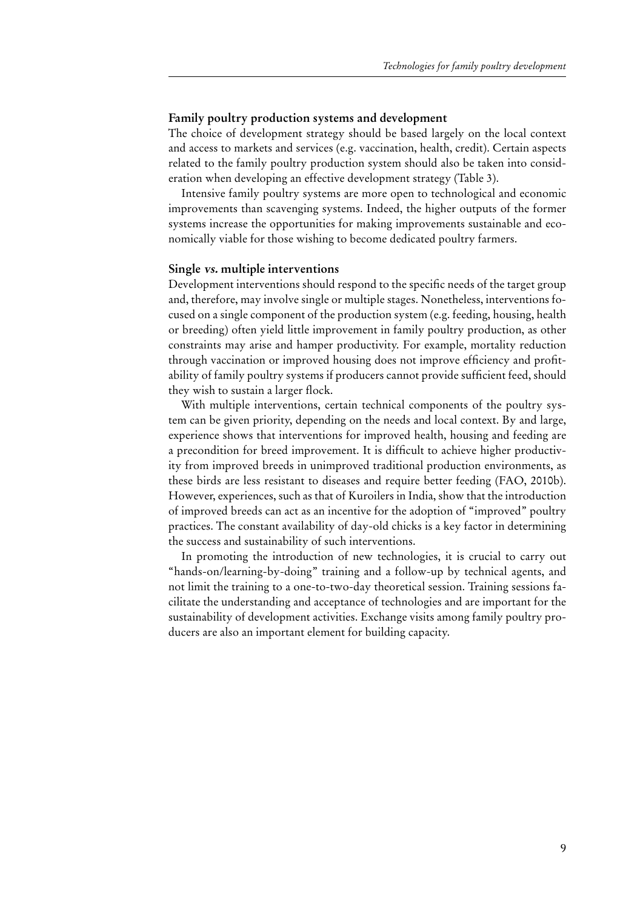### Family poultry production systems and development

The choice of development strategy should be based largely on the local context and access to markets and services (e.g. vaccination, health, credit). Certain aspects related to the family poultry production system should also be taken into consideration when developing an effective development strategy (Table 3).

Intensive family poultry systems are more open to technological and economic improvements than scavenging systems. Indeed, the higher outputs of the former systems increase the opportunities for making improvements sustainable and economically viable for those wishing to become dedicated poultry farmers.

### Single *vs.* multiple interventions

Development interventions should respond to the specific needs of the target group and, therefore, may involve single or multiple stages. Nonetheless, interventions focused on a single component of the production system (e.g. feeding, housing, health or breeding) often yield little improvement in family poultry production, as other constraints may arise and hamper productivity. For example, mortality reduction through vaccination or improved housing does not improve efficiency and profitability of family poultry systems if producers cannot provide sufficient feed, should they wish to sustain a larger flock.

With multiple interventions, certain technical components of the poultry system can be given priority, depending on the needs and local context. By and large, experience shows that interventions for improved health, housing and feeding are a precondition for breed improvement. It is difficult to achieve higher productivity from improved breeds in unimproved traditional production environments, as these birds are less resistant to diseases and require better feeding (FAO, 2010b). However, experiences, such as that of Kuroilers in India, show that the introduction of improved breeds can act as an incentive for the adoption of "improved" poultry practices. The constant availability of day-old chicks is a key factor in determining the success and sustainability of such interventions.

In promoting the introduction of new technologies, it is crucial to carry out "hands-on/learning-by-doing" training and a follow-up by technical agents, and not limit the training to a one-to-two-day theoretical session. Training sessions facilitate the understanding and acceptance of technologies and are important for the sustainability of development activities. Exchange visits among family poultry producers are also an important element for building capacity.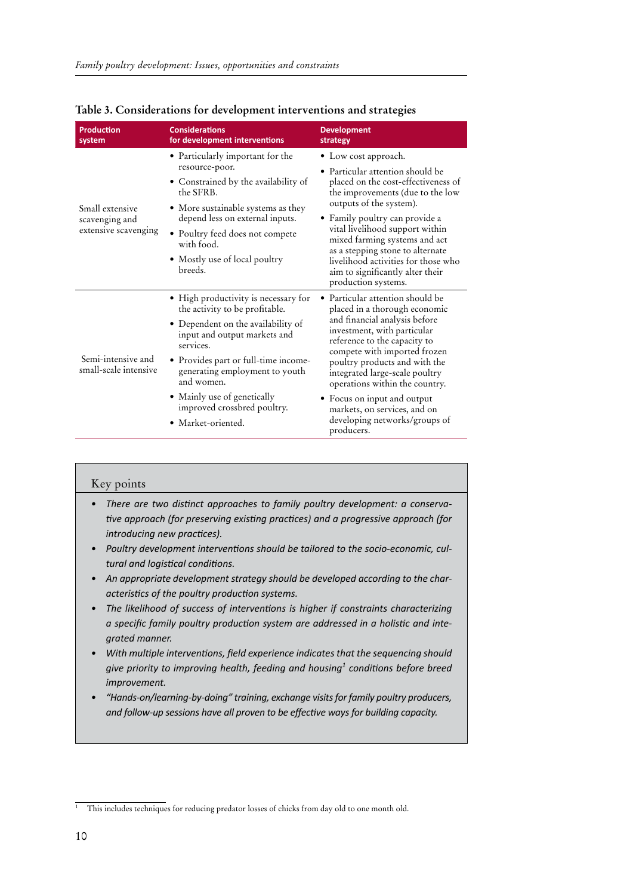**Table 3. Considerations for development interventions and strategies**

| Production system | Considerations for development interventions | Development strategy |
|---|---|---|
| Small extensive scavenging and extensive scavenging | • Particularly important for the resource-poor.<br>• Constrained by the availability of the SFRB.<br>• More sustainable systems as they depend less on external inputs.<br>• Poultry feed does not compete with food.<br>• Mostly use of local poultry breeds. | • Low cost approach.<br>• Particular attention should be placed on the cost-effectiveness of the improvements (due to the low outputs of the system).<br>• Family poultry can provide a vital livelihood support within mixed farming systems and act as a stepping stone to alternate livelihood activities for those who aim to significantly alter their production systems. |
| Semi-intensive and small-scale intensive | • High productivity is necessary for the activity to be profitable.<br>• Dependent on the availability of input and output markets and services.<br>• Provides part or full-time income-generating employment to youth and women.<br>• Mainly use of genetically improved crossbred poultry.<br>• Market-oriented. | • Particular attention should be placed in a thorough economic and financial analysis before investment, with particular reference to the capacity to compete with imported frozen poultry products and with the integrated large-scale poultry operations within the country.<br>• Focus on input and output markets, on services, and on developing networks/groups of producers. |

## Key points

- *There are two distinct approaches to family poultry development: a conservative approach (for preserving existing practices) and a progressive approach (for introducing new practices).*
- *Poultry development interventions should be tailored to the socio-economic, cultural and logistical conditions.*
- *An appropriate development strategy should be developed according to the characteristics of the poultry production systems.*
- *The likelihood of success of interventions is higher if constraints characterizing a specific family poultry production system are addressed in a holistic and integrated manner.*
- *With multiple interventions, field experience indicates that the sequencing should give priority to improving health, feeding and housing[1] conditions before breed improvement.*
- *"Hands-on/learning-by-doing" training, exchange visits for family poultry producers, and follow-up sessions have all proven to be effective ways for building capacity.*

[1] This includes techniques for reducing predator losses of chicks from day old to one month old.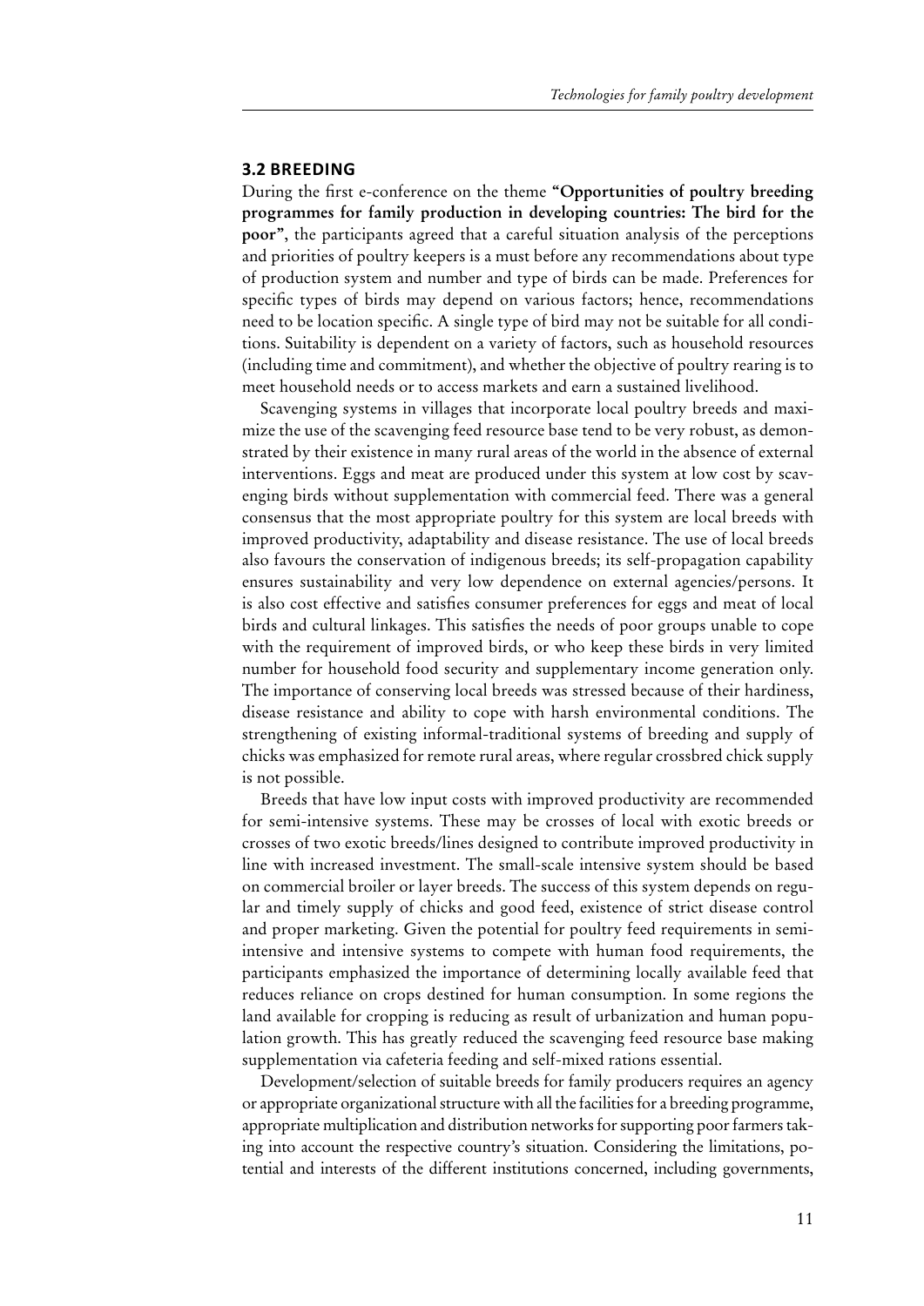## 3.2 BREEDING

During the first e-conference on the theme **"Opportunities of poultry breeding programmes for family production in developing countries: The bird for the poor"**, the participants agreed that a careful situation analysis of the perceptions and priorities of poultry keepers is a must before any recommendations about type of production system and number and type of birds can be made. Preferences for specific types of birds may depend on various factors; hence, recommendations need to be location specific. A single type of bird may not be suitable for all conditions. Suitability is dependent on a variety of factors, such as household resources (including time and commitment), and whether the objective of poultry rearing is to meet household needs or to access markets and earn a sustained livelihood.

Scavenging systems in villages that incorporate local poultry breeds and maximize the use of the scavenging feed resource base tend to be very robust, as demonstrated by their existence in many rural areas of the world in the absence of external interventions. Eggs and meat are produced under this system at low cost by scavenging birds without supplementation with commercial feed. There was a general consensus that the most appropriate poultry for this system are local breeds with improved productivity, adaptability and disease resistance. The use of local breeds also favours the conservation of indigenous breeds; its self-propagation capability ensures sustainability and very low dependence on external agencies/persons. It is also cost effective and satisfies consumer preferences for eggs and meat of local birds and cultural linkages. This satisfies the needs of poor groups unable to cope with the requirement of improved birds, or who keep these birds in very limited number for household food security and supplementary income generation only. The importance of conserving local breeds was stressed because of their hardiness, disease resistance and ability to cope with harsh environmental conditions. The strengthening of existing informal-traditional systems of breeding and supply of chicks was emphasized for remote rural areas, where regular crossbred chick supply is not possible.

Breeds that have low input costs with improved productivity are recommended for semi-intensive systems. These may be crosses of local with exotic breeds or crosses of two exotic breeds/lines designed to contribute improved productivity in line with increased investment. The small-scale intensive system should be based on commercial broiler or layer breeds. The success of this system depends on regular and timely supply of chicks and good feed, existence of strict disease control and proper marketing. Given the potential for poultry feed requirements in semi-intensive and intensive systems to compete with human food requirements, the participants emphasized the importance of determining locally available feed that reduces reliance on crops destined for human consumption. In some regions the land available for cropping is reducing as result of urbanization and human population growth. This has greatly reduced the scavenging feed resource base making supplementation via cafeteria feeding and self-mixed rations essential.

Development/selection of suitable breeds for family producers requires an agency or appropriate organizational structure with all the facilities for a breeding programme, appropriate multiplication and distribution networks for supporting poor farmers taking into account the respective country's situation. Considering the limitations, potential and interests of the different institutions concerned, including governments,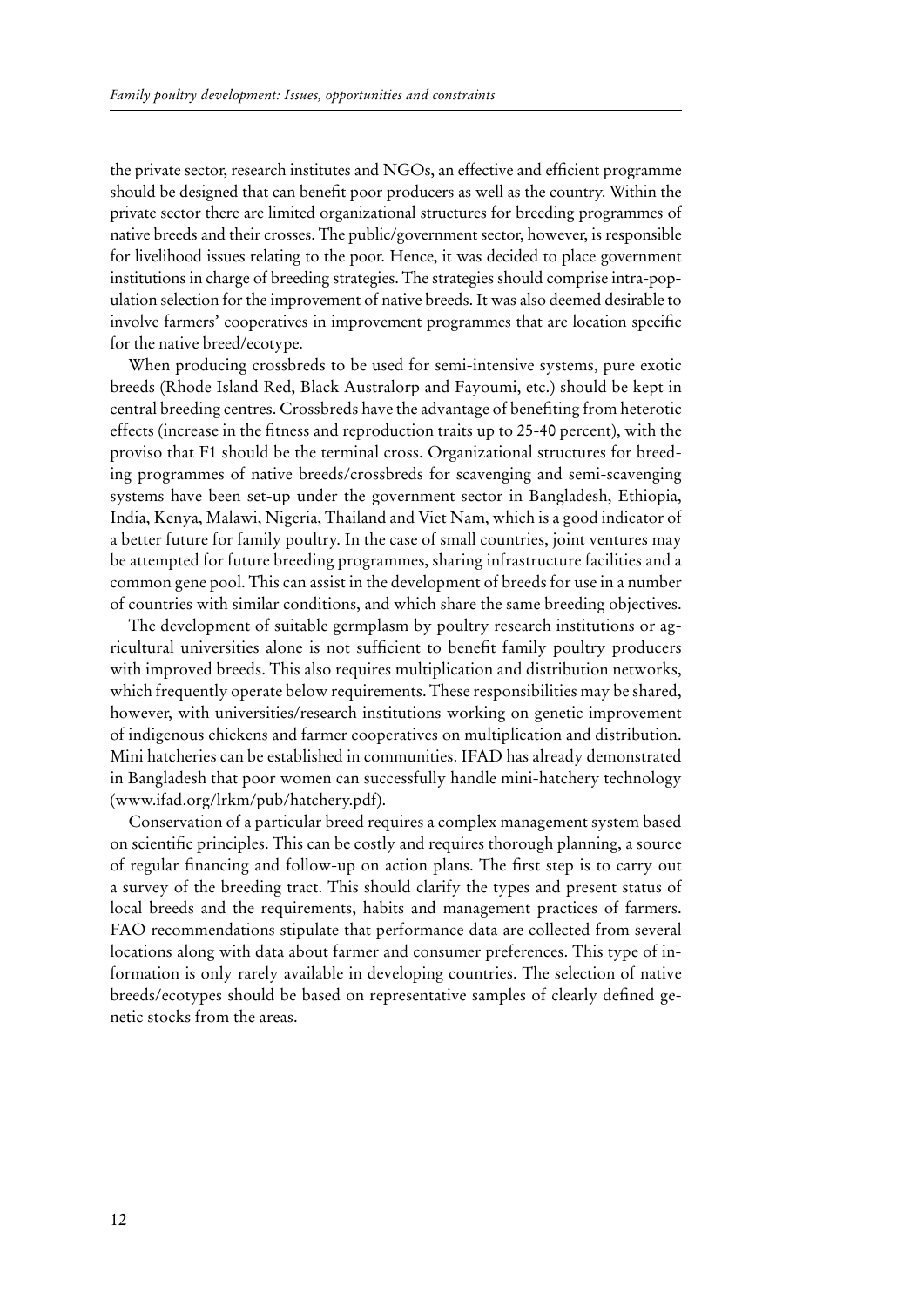the private sector, research institutes and NGOs, an effective and efficient programme should be designed that can benefit poor producers as well as the country. Within the private sector there are limited organizational structures for breeding programmes of native breeds and their crosses. The public/government sector, however, is responsible for livelihood issues relating to the poor. Hence, it was decided to place government institutions in charge of breeding strategies. The strategies should comprise intra-population selection for the improvement of native breeds. It was also deemed desirable to involve farmers' cooperatives in improvement programmes that are location specific for the native breed/ecotype.

When producing crossbreds to be used for semi-intensive systems, pure exotic breeds (Rhode Island Red, Black Australorp and Fayoumi, etc.) should be kept in central breeding centres. Crossbreds have the advantage of benefiting from heterotic effects (increase in the fitness and reproduction traits up to 25-40 percent), with the proviso that F1 should be the terminal cross. Organizational structures for breeding programmes of native breeds/crossbreds for scavenging and semi-scavenging systems have been set-up under the government sector in Bangladesh, Ethiopia, India, Kenya, Malawi, Nigeria, Thailand and Viet Nam, which is a good indicator of a better future for family poultry. In the case of small countries, joint ventures may be attempted for future breeding programmes, sharing infrastructure facilities and a common gene pool. This can assist in the development of breeds for use in a number of countries with similar conditions, and which share the same breeding objectives.

The development of suitable germplasm by poultry research institutions or agricultural universities alone is not sufficient to benefit family poultry producers with improved breeds. This also requires multiplication and distribution networks, which frequently operate below requirements. These responsibilities may be shared, however, with universities/research institutions working on genetic improvement of indigenous chickens and farmer cooperatives on multiplication and distribution. Mini hatcheries can be established in communities. IFAD has already demonstrated in Bangladesh that poor women can successfully handle mini-hatchery technology (www.ifad.org/lrkm/pub/hatchery.pdf).

Conservation of a particular breed requires a complex management system based on scientific principles. This can be costly and requires thorough planning, a source of regular financing and follow-up on action plans. The first step is to carry out a survey of the breeding tract. This should clarify the types and present status of local breeds and the requirements, habits and management practices of farmers. FAO recommendations stipulate that performance data are collected from several locations along with data about farmer and consumer preferences. This type of information is only rarely available in developing countries. The selection of native breeds/ecotypes should be based on representative samples of clearly defined genetic stocks from the areas.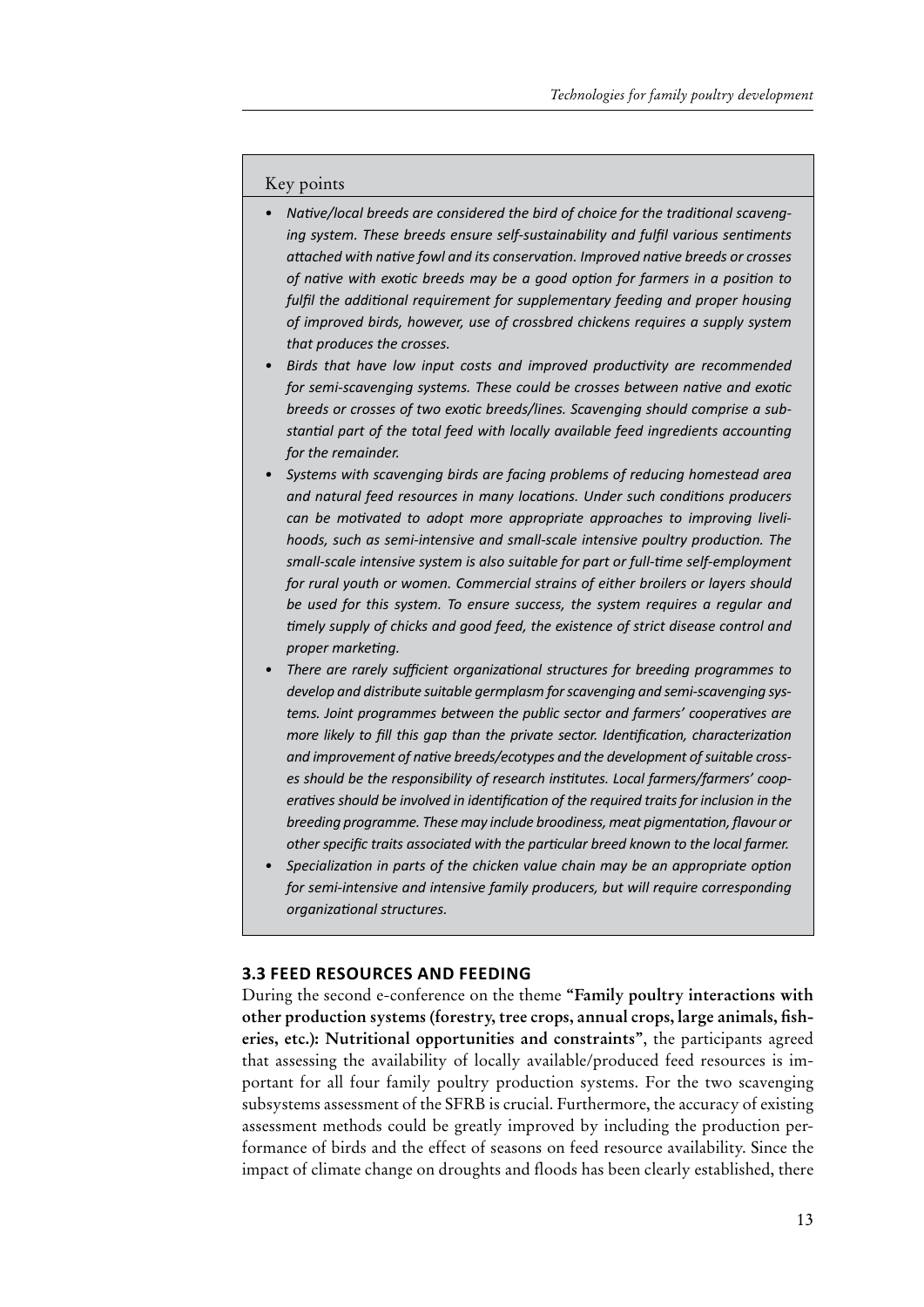Key points

- *Native/local breeds are considered the bird of choice for the traditional scavenging system. These breeds ensure self-sustainability and fulfil various sentiments attached with native fowl and its conservation. Improved native breeds or crosses of native with exotic breeds may be a good option for farmers in a position to fulfil the additional requirement for supplementary feeding and proper housing of improved birds, however, use of crossbred chickens requires a supply system that produces the crosses.*
- *Birds that have low input costs and improved productivity are recommended for semi-scavenging systems. These could be crosses between native and exotic breeds or crosses of two exotic breeds/lines. Scavenging should comprise a substantial part of the total feed with locally available feed ingredients accounting for the remainder.*
- *Systems with scavenging birds are facing problems of reducing homestead area and natural feed resources in many locations. Under such conditions producers can be motivated to adopt more appropriate approaches to improving livelihoods, such as semi-intensive and small-scale intensive poultry production. The small-scale intensive system is also suitable for part or full-time self-employment for rural youth or women. Commercial strains of either broilers or layers should be used for this system. To ensure success, the system requires a regular and timely supply of chicks and good feed, the existence of strict disease control and proper marketing.*
- *There are rarely sufficient organizational structures for breeding programmes to develop and distribute suitable germplasm for scavenging and semi-scavenging systems. Joint programmes between the public sector and farmers' cooperatives are more likely to fill this gap than the private sector. Identification, characterization and improvement of native breeds/ecotypes and the development of suitable crosses should be the responsibility of research institutes. Local farmers/farmers' cooperatives should be involved in identification of the required traits for inclusion in the breeding programme. These may include broodiness, meat pigmentation, flavour or other specific traits associated with the particular breed known to the local farmer.*
- *Specialization in parts of the chicken value chain may be an appropriate option for semi-intensive and intensive family producers, but will require corresponding organizational structures.*

### 3.3 FEED RESOURCES AND FEEDING

During the second e-conference on the theme **"Family poultry interactions with other production systems (forestry, tree crops, annual crops, large animals, fisheries, etc.): Nutritional opportunities and constraints"**, the participants agreed that assessing the availability of locally available/produced feed resources is important for all four family poultry production systems. For the two scavenging subsystems assessment of the SFRB is crucial. Furthermore, the accuracy of existing assessment methods could be greatly improved by including the production performance of birds and the effect of seasons on feed resource availability. Since the impact of climate change on droughts and floods has been clearly established, there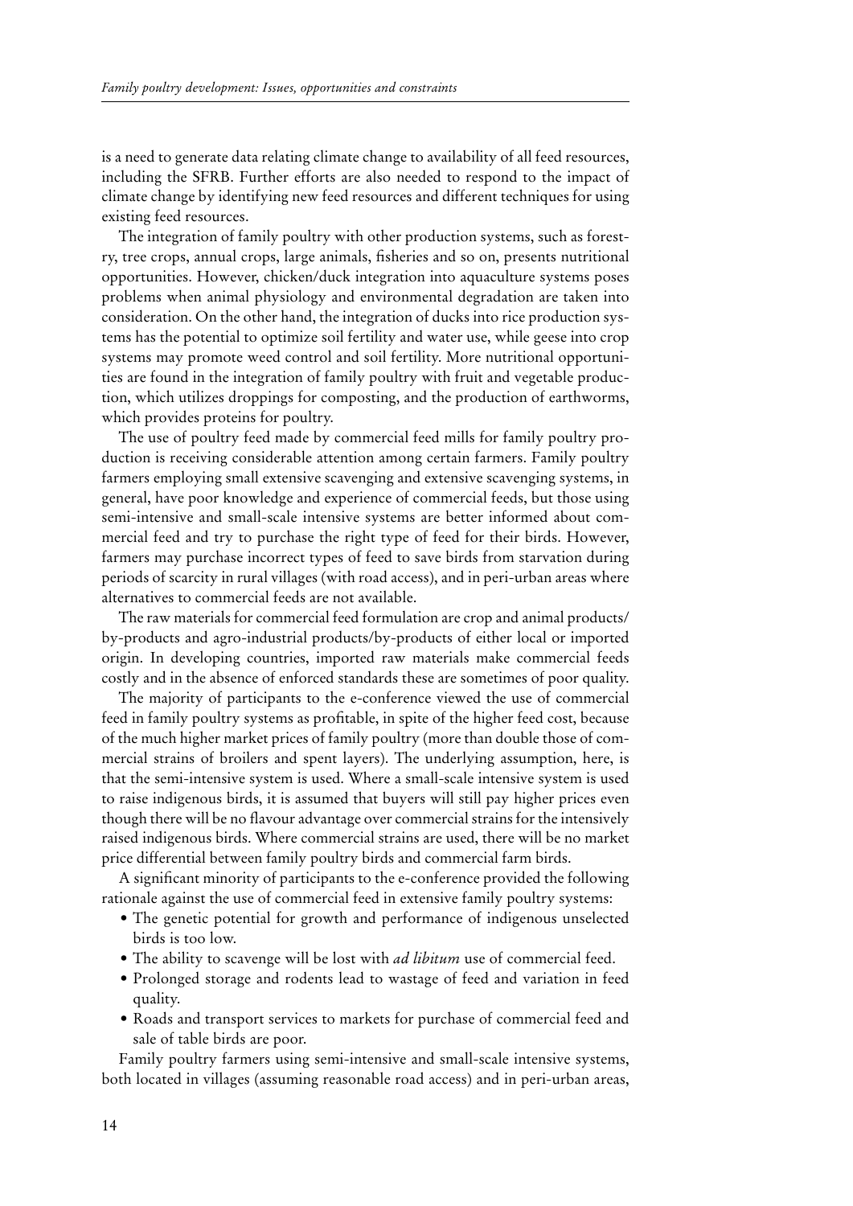is a need to generate data relating climate change to availability of all feed resources, including the SFRB. Further efforts are also needed to respond to the impact of climate change by identifying new feed resources and different techniques for using existing feed resources.

The integration of family poultry with other production systems, such as forestry, tree crops, annual crops, large animals, fisheries and so on, presents nutritional opportunities. However, chicken/duck integration into aquaculture systems poses problems when animal physiology and environmental degradation are taken into consideration. On the other hand, the integration of ducks into rice production systems has the potential to optimize soil fertility and water use, while geese into crop systems may promote weed control and soil fertility. More nutritional opportunities are found in the integration of family poultry with fruit and vegetable production, which utilizes droppings for composting, and the production of earthworms, which provides proteins for poultry.

The use of poultry feed made by commercial feed mills for family poultry production is receiving considerable attention among certain farmers. Family poultry farmers employing small extensive scavenging and extensive scavenging systems, in general, have poor knowledge and experience of commercial feeds, but those using semi-intensive and small-scale intensive systems are better informed about commercial feed and try to purchase the right type of feed for their birds. However, farmers may purchase incorrect types of feed to save birds from starvation during periods of scarcity in rural villages (with road access), and in peri-urban areas where alternatives to commercial feeds are not available.

The raw materials for commercial feed formulation are crop and animal products/by-products and agro-industrial products/by-products of either local or imported origin. In developing countries, imported raw materials make commercial feeds costly and in the absence of enforced standards these are sometimes of poor quality.

The majority of participants to the e-conference viewed the use of commercial feed in family poultry systems as profitable, in spite of the higher feed cost, because of the much higher market prices of family poultry (more than double those of commercial strains of broilers and spent layers). The underlying assumption, here, is that the semi-intensive system is used. Where a small-scale intensive system is used to raise indigenous birds, it is assumed that buyers will still pay higher prices even though there will be no flavour advantage over commercial strains for the intensively raised indigenous birds. Where commercial strains are used, there will be no market price differential between family poultry birds and commercial farm birds.

A significant minority of participants to the e-conference provided the following rationale against the use of commercial feed in extensive family poultry systems:

- The genetic potential for growth and performance of indigenous unselected birds is too low.
- The ability to scavenge will be lost with *ad libitum* use of commercial feed.
- Prolonged storage and rodents lead to wastage of feed and variation in feed quality.
- Roads and transport services to markets for purchase of commercial feed and sale of table birds are poor.

Family poultry farmers using semi-intensive and small-scale intensive systems, both located in villages (assuming reasonable road access) and in peri-urban areas,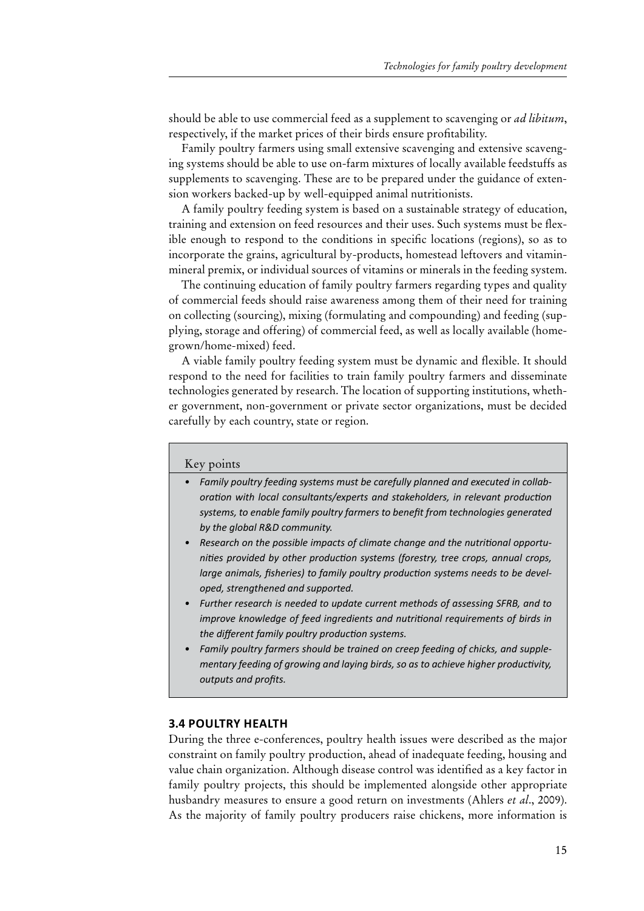should be able to use commercial feed as a supplement to scavenging or *ad libitum*, respectively, if the market prices of their birds ensure profitability.

Family poultry farmers using small extensive scavenging and extensive scavenging systems should be able to use on-farm mixtures of locally available feedstuffs as supplements to scavenging. These are to be prepared under the guidance of extension workers backed-up by well-equipped animal nutritionists.

A family poultry feeding system is based on a sustainable strategy of education, training and extension on feed resources and their uses. Such systems must be flexible enough to respond to the conditions in specific locations (regions), so as to incorporate the grains, agricultural by-products, homestead leftovers and vitamin-mineral premix, or individual sources of vitamins or minerals in the feeding system.

The continuing education of family poultry farmers regarding types and quality of commercial feeds should raise awareness among them of their need for training on collecting (sourcing), mixing (formulating and compounding) and feeding (supplying, storage and offering) of commercial feed, as well as locally available (home-grown/home-mixed) feed.

A viable family poultry feeding system must be dynamic and flexible. It should respond to the need for facilities to train family poultry farmers and disseminate technologies generated by research. The location of supporting institutions, whether government, non-government or private sector organizations, must be decided carefully by each country, state or region.

Key points

- *Family poultry feeding systems must be carefully planned and executed in collaboration with local consultants/experts and stakeholders, in relevant production systems, to enable family poultry farmers to benefit from technologies generated by the global R&D community.*
- *Research on the possible impacts of climate change and the nutritional opportunities provided by other production systems (forestry, tree crops, annual crops, large animals, fisheries) to family poultry production systems needs to be developed, strengthened and supported.*
- *Further research is needed to update current methods of assessing SFRB, and to improve knowledge of feed ingredients and nutritional requirements of birds in the different family poultry production systems.*
- *Family poultry farmers should be trained on creep feeding of chicks, and supplementary feeding of growing and laying birds, so as to achieve higher productivity, outputs and profits.*

### 3.4 POULTRY HEALTH

During the three e-conferences, poultry health issues were described as the major constraint on family poultry production, ahead of inadequate feeding, housing and value chain organization. Although disease control was identified as a key factor in family poultry projects, this should be implemented alongside other appropriate husbandry measures to ensure a good return on investments (Ahlers *et al*., 2009). As the majority of family poultry producers raise chickens, more information is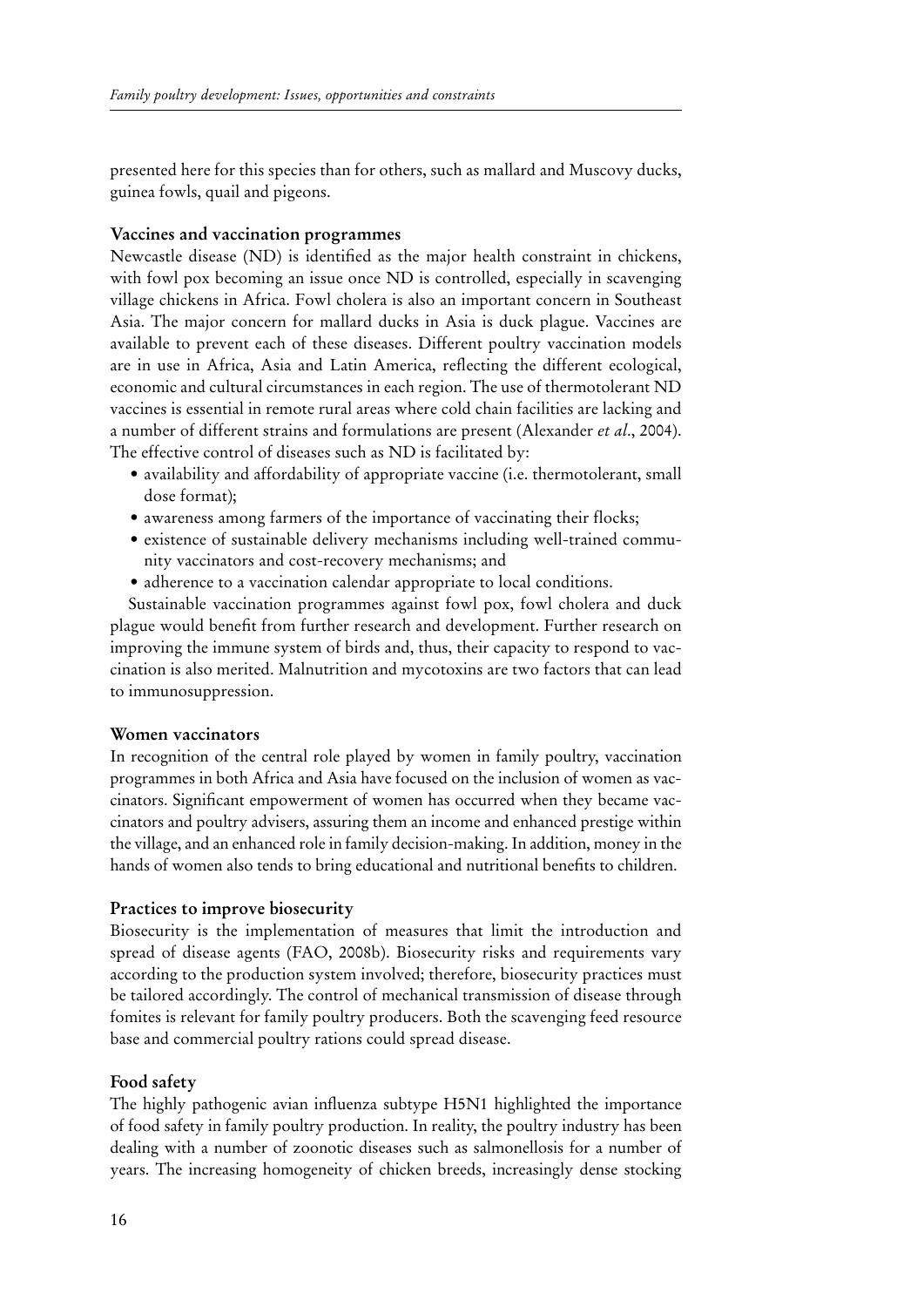presented here for this species than for others, such as mallard and Muscovy ducks, guinea fowls, quail and pigeons.

### Vaccines and vaccination programmes

Newcastle disease (ND) is identified as the major health constraint in chickens, with fowl pox becoming an issue once ND is controlled, especially in scavenging village chickens in Africa. Fowl cholera is also an important concern in Southeast Asia. The major concern for mallard ducks in Asia is duck plague. Vaccines are available to prevent each of these diseases. Different poultry vaccination models are in use in Africa, Asia and Latin America, reflecting the different ecological, economic and cultural circumstances in each region. The use of thermotolerant ND vaccines is essential in remote rural areas where cold chain facilities are lacking and a number of different strains and formulations are present (Alexander *et al*., 2004). The effective control of diseases such as ND is facilitated by:

- availability and affordability of appropriate vaccine (i.e. thermotolerant, small dose format);
- awareness among farmers of the importance of vaccinating their flocks;
- existence of sustainable delivery mechanisms including well-trained community vaccinators and cost-recovery mechanisms; and
- adherence to a vaccination calendar appropriate to local conditions.

Sustainable vaccination programmes against fowl pox, fowl cholera and duck plague would benefit from further research and development. Further research on improving the immune system of birds and, thus, their capacity to respond to vaccination is also merited. Malnutrition and mycotoxins are two factors that can lead to immunosuppression.

### Women vaccinators

In recognition of the central role played by women in family poultry, vaccination programmes in both Africa and Asia have focused on the inclusion of women as vaccinators. Significant empowerment of women has occurred when they became vaccinators and poultry advisers, assuring them an income and enhanced prestige within the village, and an enhanced role in family decision-making. In addition, money in the hands of women also tends to bring educational and nutritional benefits to children.

### Practices to improve biosecurity

Biosecurity is the implementation of measures that limit the introduction and spread of disease agents (FAO, 2008b). Biosecurity risks and requirements vary according to the production system involved; therefore, biosecurity practices must be tailored accordingly. The control of mechanical transmission of disease through fomites is relevant for family poultry producers. Both the scavenging feed resource base and commercial poultry rations could spread disease.

### Food safety

The highly pathogenic avian influenza subtype H5N1 highlighted the importance of food safety in family poultry production. In reality, the poultry industry has been dealing with a number of zoonotic diseases such as salmonellosis for a number of years. The increasing homogeneity of chicken breeds, increasingly dense stocking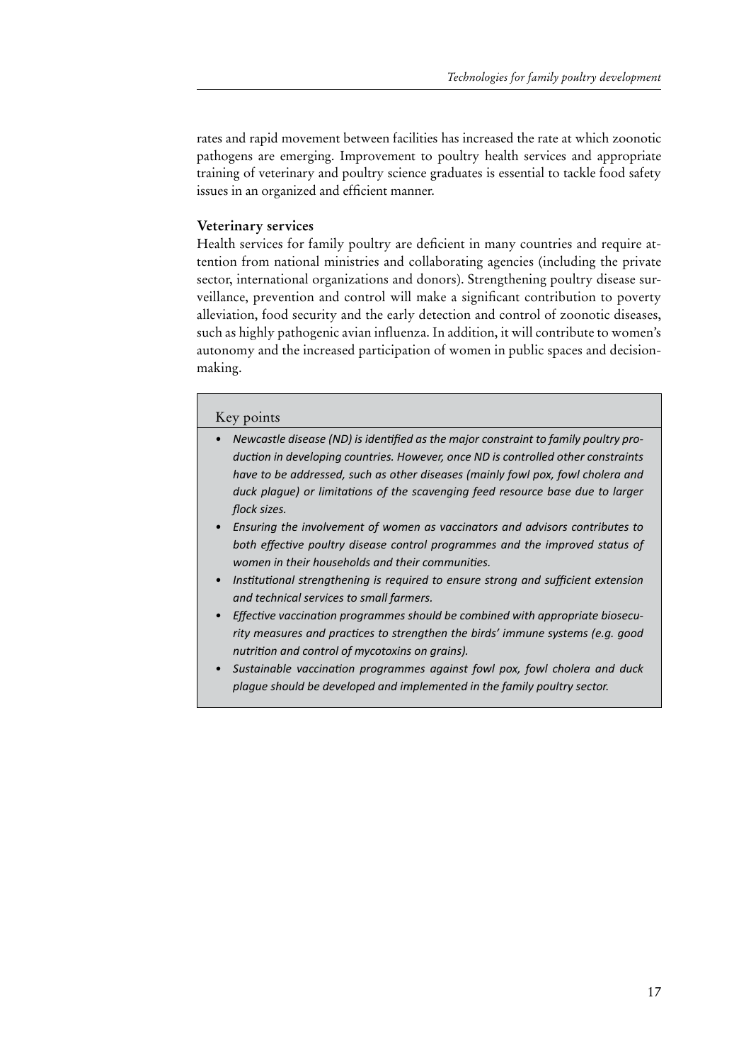rates and rapid movement between facilities has increased the rate at which zoonotic pathogens are emerging. Improvement to poultry health services and appropriate training of veterinary and poultry science graduates is essential to tackle food safety issues in an organized and efficient manner.

### Veterinary services

Health services for family poultry are deficient in many countries and require attention from national ministries and collaborating agencies (including the private sector, international organizations and donors). Strengthening poultry disease surveillance, prevention and control will make a significant contribution to poverty alleviation, food security and the early detection and control of zoonotic diseases, such as highly pathogenic avian influenza. In addition, it will contribute to women's autonomy and the increased participation of women in public spaces and decision-making.

#### Key points

- *Newcastle disease (ND) is identified as the major constraint to family poultry production in developing countries. However, once ND is controlled other constraints have to be addressed, such as other diseases (mainly fowl pox, fowl cholera and duck plague) or limitations of the scavenging feed resource base due to larger flock sizes.*
- *Ensuring the involvement of women as vaccinators and advisors contributes to both effective poultry disease control programmes and the improved status of women in their households and their communities.*
- *Institutional strengthening is required to ensure strong and sufficient extension and technical services to small farmers.*
- *Effective vaccination programmes should be combined with appropriate biosecurity measures and practices to strengthen the birds' immune systems (e.g. good nutrition and control of mycotoxins on grains).*
- *Sustainable vaccination programmes against fowl pox, fowl cholera and duck plague should be developed and implemented in the family poultry sector.*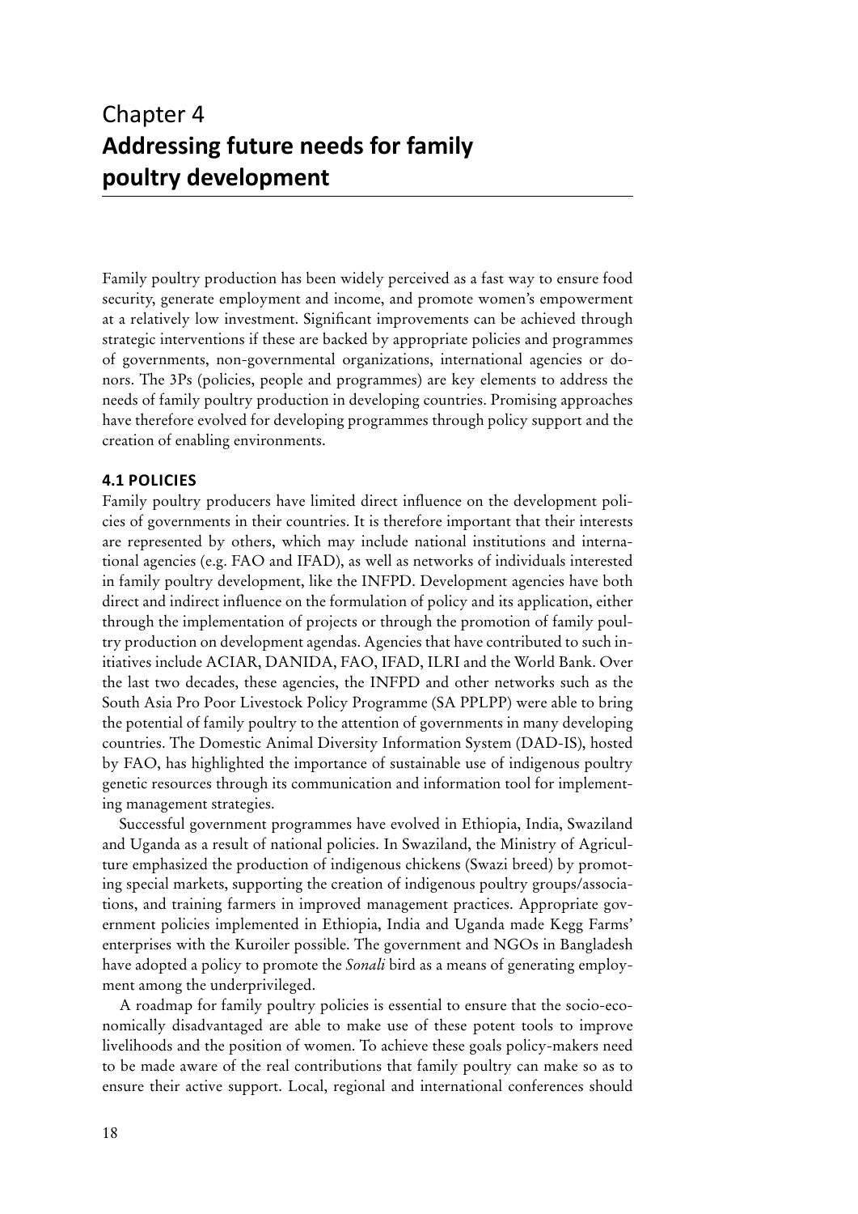# Chapter 4
# **Addressing future needs for family poultry development**

Family poultry production has been widely perceived as a fast way to ensure food security, generate employment and income, and promote women's empowerment at a relatively low investment. Significant improvements can be achieved through strategic interventions if these are backed by appropriate policies and programmes of governments, non-governmental organizations, international agencies or donors. The 3Ps (policies, people and programmes) are key elements to address the needs of family poultry production in developing countries. Promising approaches have therefore evolved for developing programmes through policy support and the creation of enabling environments.

## **4.1 POLICIES**

Family poultry producers have limited direct influence on the development policies of governments in their countries. It is therefore important that their interests are represented by others, which may include national institutions and international agencies (e.g. FAO and IFAD), as well as networks of individuals interested in family poultry development, like the INFPD. Development agencies have both direct and indirect influence on the formulation of policy and its application, either through the implementation of projects or through the promotion of family poultry production on development agendas. Agencies that have contributed to such initiatives include ACIAR, DANIDA, FAO, IFAD, ILRI and the World Bank. Over the last two decades, these agencies, the INFPD and other networks such as the South Asia Pro Poor Livestock Policy Programme (SA PPLPP) were able to bring the potential of family poultry to the attention of governments in many developing countries. The Domestic Animal Diversity Information System (DAD-IS), hosted by FAO, has highlighted the importance of sustainable use of indigenous poultry genetic resources through its communication and information tool for implementing management strategies.

Successful government programmes have evolved in Ethiopia, India, Swaziland and Uganda as a result of national policies. In Swaziland, the Ministry of Agriculture emphasized the production of indigenous chickens (Swazi breed) by promoting special markets, supporting the creation of indigenous poultry groups/associations, and training farmers in improved management practices. Appropriate government policies implemented in Ethiopia, India and Uganda made Kegg Farms' enterprises with the Kuroiler possible. The government and NGOs in Bangladesh have adopted a policy to promote the *Sonali* bird as a means of generating employment among the underprivileged.

A roadmap for family poultry policies is essential to ensure that the socio-economically disadvantaged are able to make use of these potent tools to improve livelihoods and the position of women. To achieve these goals policy-makers need to be made aware of the real contributions that family poultry can make so as to ensure their active support. Local, regional and international conferences should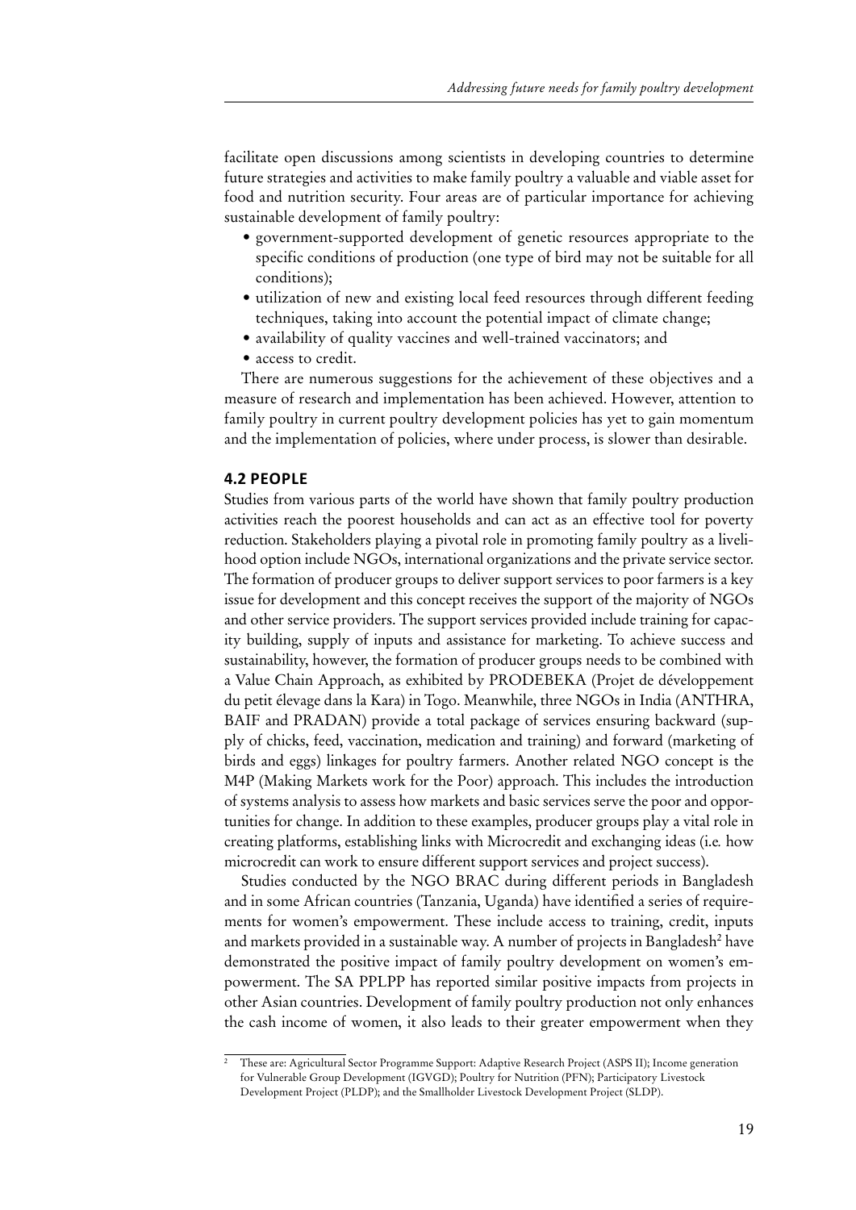facilitate open discussions among scientists in developing countries to determine future strategies and activities to make family poultry a valuable and viable asset for food and nutrition security. Four areas are of particular importance for achieving sustainable development of family poultry:

- government-supported development of genetic resources appropriate to the specific conditions of production (one type of bird may not be suitable for all conditions);
- utilization of new and existing local feed resources through different feeding techniques, taking into account the potential impact of climate change;
- availability of quality vaccines and well-trained vaccinators; and
- access to credit.

There are numerous suggestions for the achievement of these objectives and a measure of research and implementation has been achieved. However, attention to family poultry in current poultry development policies has yet to gain momentum and the implementation of policies, where under process, is slower than desirable.

## 4.2 PEOPLE

Studies from various parts of the world have shown that family poultry production activities reach the poorest households and can act as an effective tool for poverty reduction. Stakeholders playing a pivotal role in promoting family poultry as a livelihood option include NGOs, international organizations and the private service sector. The formation of producer groups to deliver support services to poor farmers is a key issue for development and this concept receives the support of the majority of NGOs and other service providers. The support services provided include training for capacity building, supply of inputs and assistance for marketing. To achieve success and sustainability, however, the formation of producer groups needs to be combined with a Value Chain Approach, as exhibited by PRODEBEKA (Projet de développement du petit élevage dans la Kara) in Togo. Meanwhile, three NGOs in India (ANTHRA, BAIF and PRADAN) provide a total package of services ensuring backward (supply of chicks, feed, vaccination, medication and training) and forward (marketing of birds and eggs) linkages for poultry farmers. Another related NGO concept is the M4P (Making Markets work for the Poor) approach. This includes the introduction of systems analysis to assess how markets and basic services serve the poor and opportunities for change. In addition to these examples, producer groups play a vital role in creating platforms, establishing links with Microcredit and exchanging ideas (i.e. how microcredit can work to ensure different support services and project success).

Studies conducted by the NGO BRAC during different periods in Bangladesh and in some African countries (Tanzania, Uganda) have identified a series of requirements for women's empowerment. These include access to training, credit, inputs and markets provided in a sustainable way. A number of projects in Bangladesh[2] have demonstrated the positive impact of family poultry development on women's empowerment. The SA PPLPP has reported similar positive impacts from projects in other Asian countries. Development of family poultry production not only enhances the cash income of women, it also leads to their greater empowerment when they

[2] These are: Agricultural Sector Programme Support: Adaptive Research Project (ASPS II); Income generation for Vulnerable Group Development (IGVGD); Poultry for Nutrition (PFN); Participatory Livestock Development Project (PLDP); and the Smallholder Livestock Development Project (SLDP).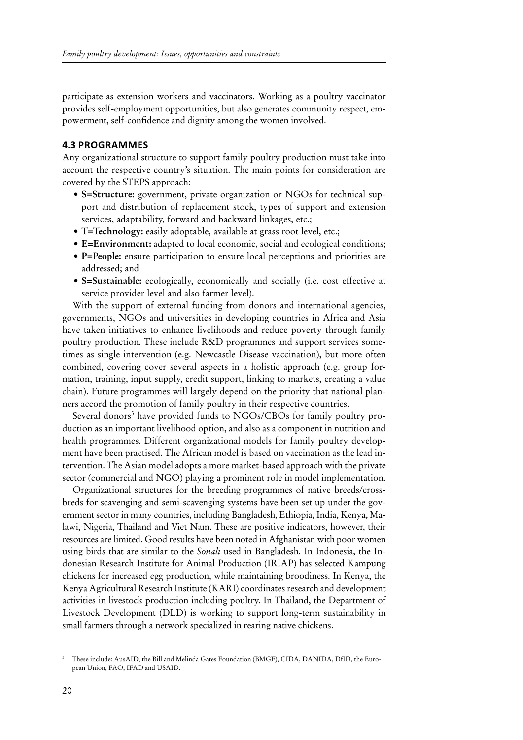participate as extension workers and vaccinators. Working as a poultry vaccinator provides self-employment opportunities, but also generates community respect, empowerment, self-confidence and dignity among the women involved.

## 4.3 PROGRAMMES

Any organizational structure to support family poultry production must take into account the respective country's situation. The main points for consideration are covered by the STEPS approach:

- **S=Structure:** government, private organization or NGOs for technical support and distribution of replacement stock, types of support and extension services, adaptability, forward and backward linkages, etc.;
- **T=Technology:** easily adoptable, available at grass root level, etc.;
- **E=Environment:** adapted to local economic, social and ecological conditions;
- **P=People:** ensure participation to ensure local perceptions and priorities are addressed; and
- **S=Sustainable:** ecologically, economically and socially (i.e. cost effective at service provider level and also farmer level).

With the support of external funding from donors and international agencies, governments, NGOs and universities in developing countries in Africa and Asia have taken initiatives to enhance livelihoods and reduce poverty through family poultry production. These include R&D programmes and support services sometimes as single intervention (e.g. Newcastle Disease vaccination), but more often combined, covering cover several aspects in a holistic approach (e.g. group formation, training, input supply, credit support, linking to markets, creating a value chain). Future programmes will largely depend on the priority that national planners accord the promotion of family poultry in their respective countries.

Several donors[3] have provided funds to NGOs/CBOs for family poultry production as an important livelihood option, and also as a component in nutrition and health programmes. Different organizational models for family poultry development have been practised. The African model is based on vaccination as the lead intervention. The Asian model adopts a more market-based approach with the private sector (commercial and NGO) playing a prominent role in model implementation.

Organizational structures for the breeding programmes of native breeds/crossbreds for scavenging and semi-scavenging systems have been set up under the government sector in many countries, including Bangladesh, Ethiopia, India, Kenya, Malawi, Nigeria, Thailand and Viet Nam. These are positive indicators, however, their resources are limited. Good results have been noted in Afghanistan with poor women using birds that are similar to the *Sonali* used in Bangladesh. In Indonesia, the Indonesian Research Institute for Animal Production (IRIAP) has selected Kampung chickens for increased egg production, while maintaining broodiness. In Kenya, the Kenya Agricultural Research Institute (KARI) coordinates research and development activities in livestock production including poultry. In Thailand, the Department of Livestock Development (DLD) is working to support long-term sustainability in small farmers through a network specialized in rearing native chickens.

[3] These include: AusAID, the Bill and Melinda Gates Foundation (BMGF), CIDA, DANIDA, DfID, the European Union, FAO, IFAD and USAID.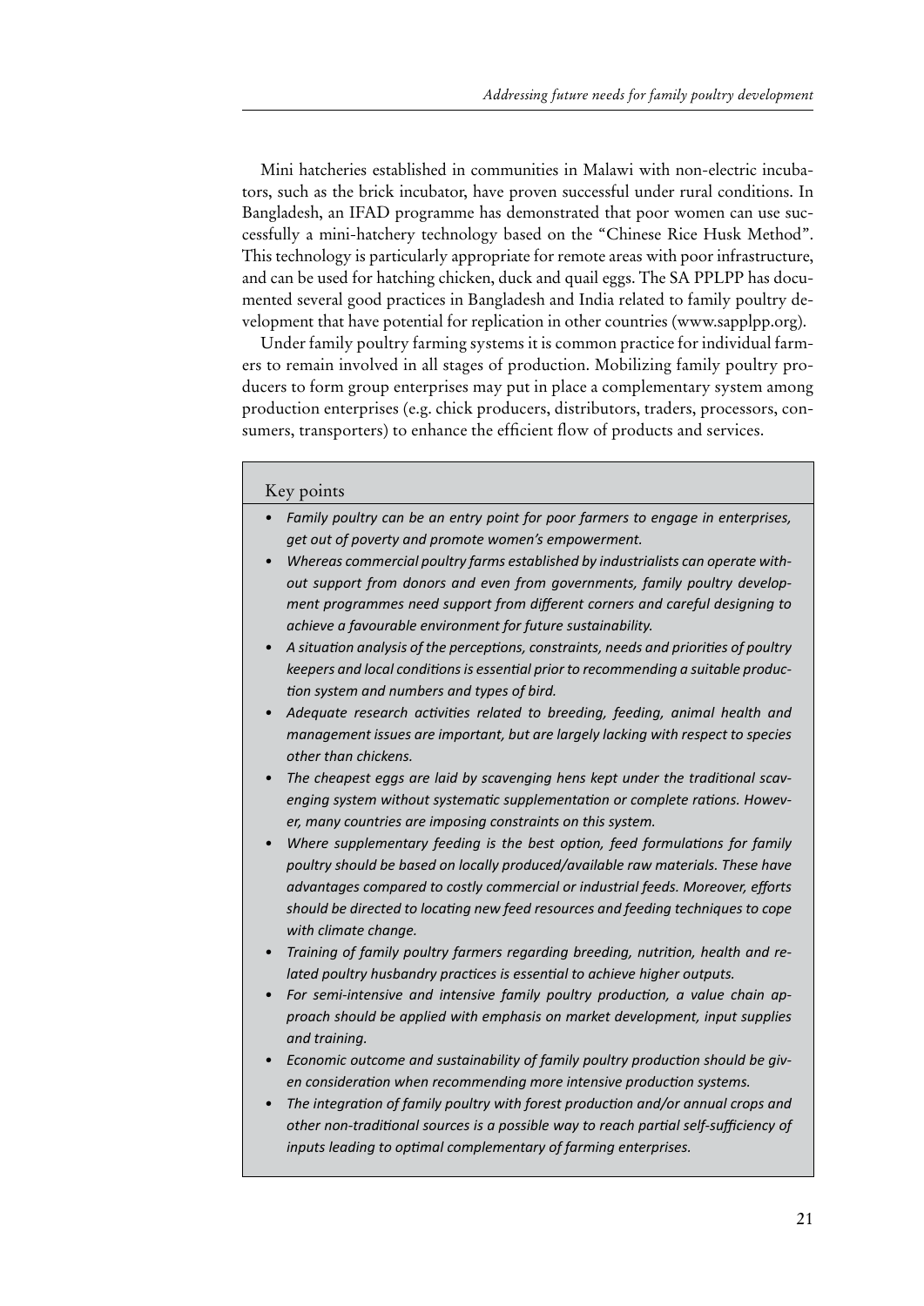Mini hatcheries established in communities in Malawi with non-electric incubators, such as the brick incubator, have proven successful under rural conditions. In Bangladesh, an IFAD programme has demonstrated that poor women can use successfully a mini-hatchery technology based on the "Chinese Rice Husk Method". This technology is particularly appropriate for remote areas with poor infrastructure, and can be used for hatching chicken, duck and quail eggs. The SA PPLPP has documented several good practices in Bangladesh and India related to family poultry development that have potential for replication in other countries (www.sapplpp.org).

Under family poultry farming systems it is common practice for individual farmers to remain involved in all stages of production. Mobilizing family poultry producers to form group enterprises may put in place a complementary system among production enterprises (e.g. chick producers, distributors, traders, processors, consumers, transporters) to enhance the efficient flow of products and services.

### Key points

- *Family poultry can be an entry point for poor farmers to engage in enterprises, get out of poverty and promote women's empowerment.*
- *Whereas commercial poultry farms established by industrialists can operate without support from donors and even from governments, family poultry development programmes need support from different corners and careful designing to achieve a favourable environment for future sustainability.*
- *A situation analysis of the perceptions, constraints, needs and priorities of poultry keepers and local conditions is essential prior to recommending a suitable production system and numbers and types of bird.*
- *Adequate research activities related to breeding, feeding, animal health and management issues are important, but are largely lacking with respect to species other than chickens.*
- *The cheapest eggs are laid by scavenging hens kept under the traditional scavenging system without systematic supplementation or complete rations. However, many countries are imposing constraints on this system.*
- *Where supplementary feeding is the best option, feed formulations for family poultry should be based on locally produced/available raw materials. These have advantages compared to costly commercial or industrial feeds. Moreover, efforts should be directed to locating new feed resources and feeding techniques to cope with climate change.*
- *Training of family poultry farmers regarding breeding, nutrition, health and related poultry husbandry practices is essential to achieve higher outputs.*
- *For semi-intensive and intensive family poultry production, a value chain approach should be applied with emphasis on market development, input supplies and training.*
- *Economic outcome and sustainability of family poultry production should be given consideration when recommending more intensive production systems.*
- *The integration of family poultry with forest production and/or annual crops and other non-traditional sources is a possible way to reach partial self-sufficiency of inputs leading to optimal complementary of farming enterprises.*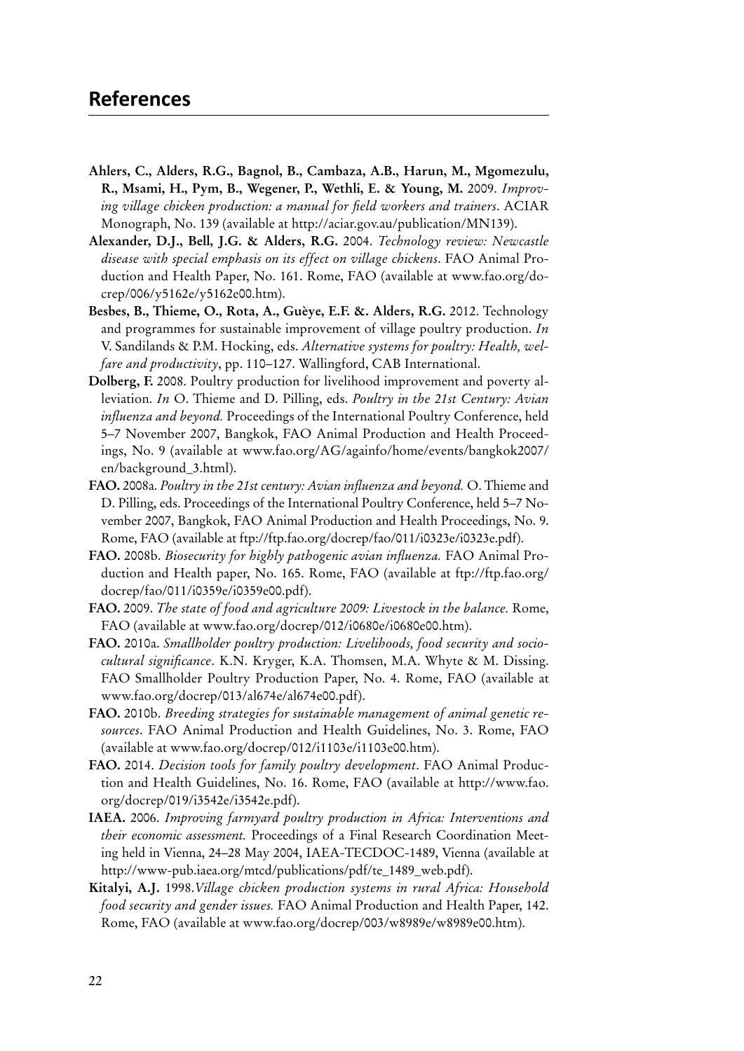## References

**Ahlers, C., Alders, R.G., Bagnol, B., Cambaza, A.B., Harun, M., Mgomezulu, R., Msami, H., Pym, B., Wegener, P., Wethli, E. & Young, M.** 2009. *Improving village chicken production: a manual for field workers and trainers*. ACIAR Monograph, No. 139 (available at http://aciar.gov.au/publication/MN139).

**Alexander, D.J., Bell, J.G. & Alders, R.G.** 2004. *Technology review: Newcastle disease with special emphasis on its effect on village chickens*. FAO Animal Production and Health Paper, No. 161. Rome, FAO (available at www.fao.org/docrep/006/y5162e/y5162e00.htm).

**Besbes, B., Thieme, O., Rota, A., Guèye, E.F. &. Alders, R.G.** 2012. Technology and programmes for sustainable improvement of village poultry production. *In* V. Sandilands & P.M. Hocking, eds. *Alternative systems for poultry: Health, welfare and productivity*, pp. 110–127. Wallingford, CAB International.

**Dolberg, F.** 2008. Poultry production for livelihood improvement and poverty alleviation. *In* O. Thieme and D. Pilling, eds. *Poultry in the 21st Century: Avian influenza and beyond.* Proceedings of the International Poultry Conference, held 5–7 November 2007, Bangkok, FAO Animal Production and Health Proceedings, No. 9 (available at www.fao.org/AG/againfo/home/events/bangkok2007/en/background_3.html).

**FAO.** 2008a. *Poultry in the 21st century: Avian influenza and beyond.* O. Thieme and D. Pilling, eds. Proceedings of the International Poultry Conference, held 5–7 November 2007, Bangkok, FAO Animal Production and Health Proceedings, No. 9. Rome, FAO (available at ftp://ftp.fao.org/docrep/fao/011/i0323e/i0323e.pdf).

**FAO.** 2008b. *Biosecurity for highly pathogenic avian influenza.* FAO Animal Production and Health paper, No. 165. Rome, FAO (available at ftp://ftp.fao.org/docrep/fao/011/i0359e/i0359e00.pdf).

**FAO.** 2009. *The state of food and agriculture 2009: Livestock in the balance.* Rome, FAO (available at www.fao.org/docrep/012/i0680e/i0680e00.htm).

**FAO.** 2010a. *Smallholder poultry production: Livelihoods, food security and sociocultural significance*. K.N. Kryger, K.A. Thomsen, M.A. Whyte & M. Dissing. FAO Smallholder Poultry Production Paper, No. 4. Rome, FAO (available at www.fao.org/docrep/013/al674e/al674e00.pdf).

**FAO.** 2010b. *Breeding strategies for sustainable management of animal genetic resources*. FAO Animal Production and Health Guidelines, No. 3. Rome, FAO (available at www.fao.org/docrep/012/i1103e/i1103e00.htm).

**FAO.** 2014. *Decision tools for family poultry development*. FAO Animal Production and Health Guidelines, No. 16. Rome, FAO (available at http://www.fao.org/docrep/019/i3542e/i3542e.pdf).

**IAEA.** 2006. *Improving farmyard poultry production in Africa: Interventions and their economic assessment.* Proceedings of a Final Research Coordination Meeting held in Vienna, 24–28 May 2004, IAEA-TECDOC-1489, Vienna (available at http://www-pub.iaea.org/mtcd/publications/pdf/te_1489_web.pdf).

**Kitalyi, A.J.** 1998.*Village chicken production systems in rural Africa: Household food security and gender issues.* FAO Animal Production and Health Paper, 142. Rome, FAO (available at www.fao.org/docrep/003/w8989e/w8989e00.htm).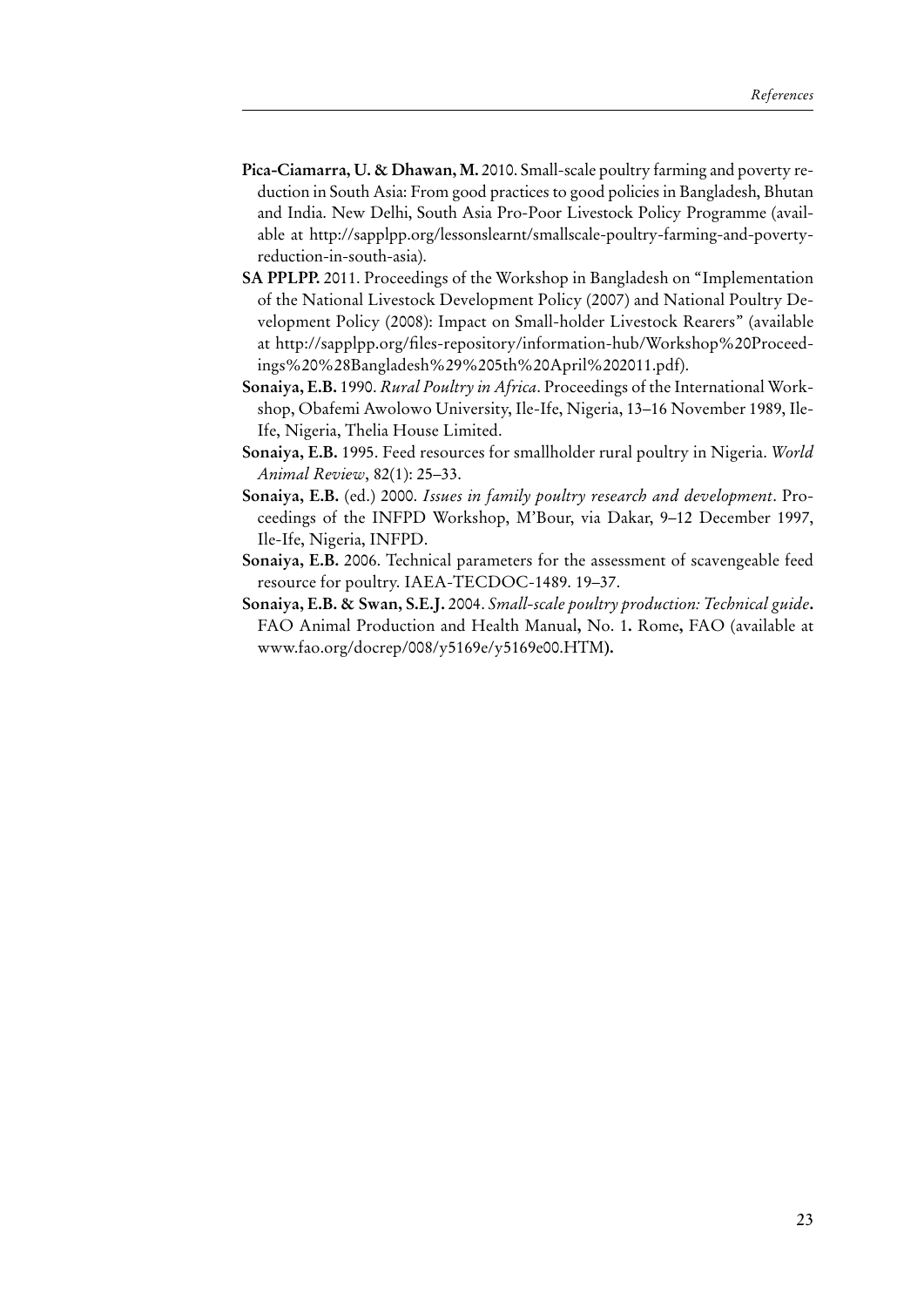**Pica-Ciamarra, U. & Dhawan, M.** 2010. Small-scale poultry farming and poverty reduction in South Asia: From good practices to good policies in Bangladesh, Bhutan and India. New Delhi, South Asia Pro-Poor Livestock Policy Programme (available at http://sapplpp.org/lessonslearnt/smallscale-poultry-farming-and-poverty-reduction-in-south-asia).

**SA PPLPP.** 2011. Proceedings of the Workshop in Bangladesh on "Implementation of the National Livestock Development Policy (2007) and National Poultry Development Policy (2008): Impact on Small-holder Livestock Rearers" (available at http://sapplpp.org/files-repository/information-hub/Workshop%20Proceedings%20%28Bangladesh%29%205th%20April%202011.pdf).

**Sonaiya, E.B.** 1990. *Rural Poultry in Africa*. Proceedings of the International Workshop, Obafemi Awolowo University, Ile-Ife, Nigeria, 13–16 November 1989, Ile-Ife, Nigeria, Thelia House Limited.

**Sonaiya, E.B.** 1995. Feed resources for smallholder rural poultry in Nigeria. *World Animal Review*, 82(1): 25–33.

**Sonaiya, E.B.** (ed.) 2000. *Issues in family poultry research and development*. Proceedings of the INFPD Workshop, M'Bour, via Dakar, 9–12 December 1997, Ile-Ife, Nigeria, INFPD.

**Sonaiya, E.B.** 2006. Technical parameters for the assessment of scavengeable feed resource for poultry. IAEA-TECDOC-1489. 19–37.

**Sonaiya, E.B. & Swan, S.E.J.** 2004. *Small-scale poultry production: Technical guide***.** FAO Animal Production and Health Manual**,** No. 1**.** Rome**,** FAO (available at www.fao.org/docrep/008/y5169e/y5169e00.HTM**).**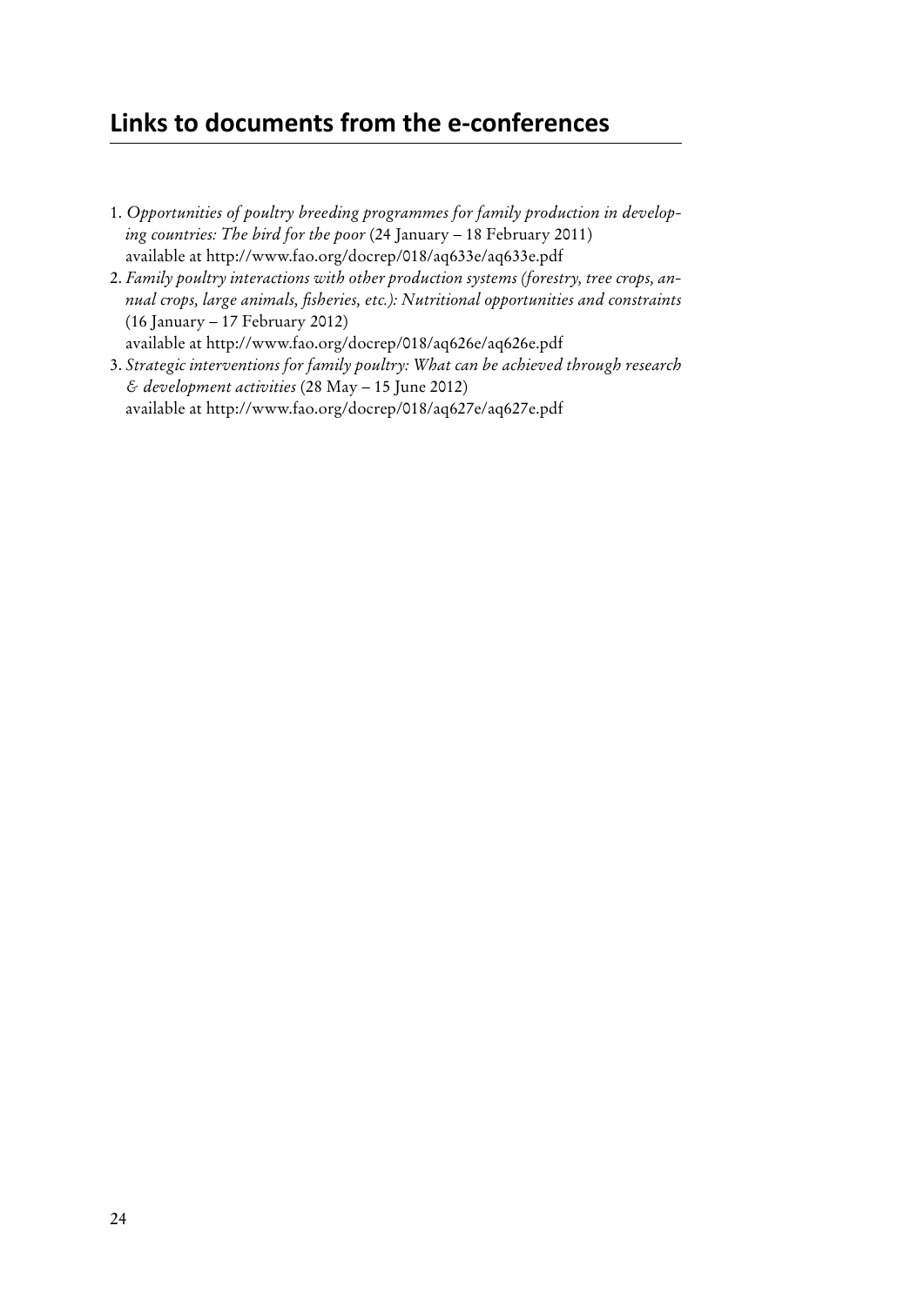## Links to documents from the e-conferences

1. *Opportunities of poultry breeding programmes for family production in developing countries: The bird for the poor* (24 January – 18 February 2011) available at http://www.fao.org/docrep/018/aq633e/aq633e.pdf
2. *Family poultry interactions with other production systems (forestry, tree crops, annual crops, large animals, fisheries, etc.): Nutritional opportunities and constraints* (16 January – 17 February 2012) available at http://www.fao.org/docrep/018/aq626e/aq626e.pdf
3. *Strategic interventions for family poultry: What can be achieved through research & development activities* (28 May – 15 June 2012) available at http://www.fao.org/docrep/018/aq627e/aq627e.pdf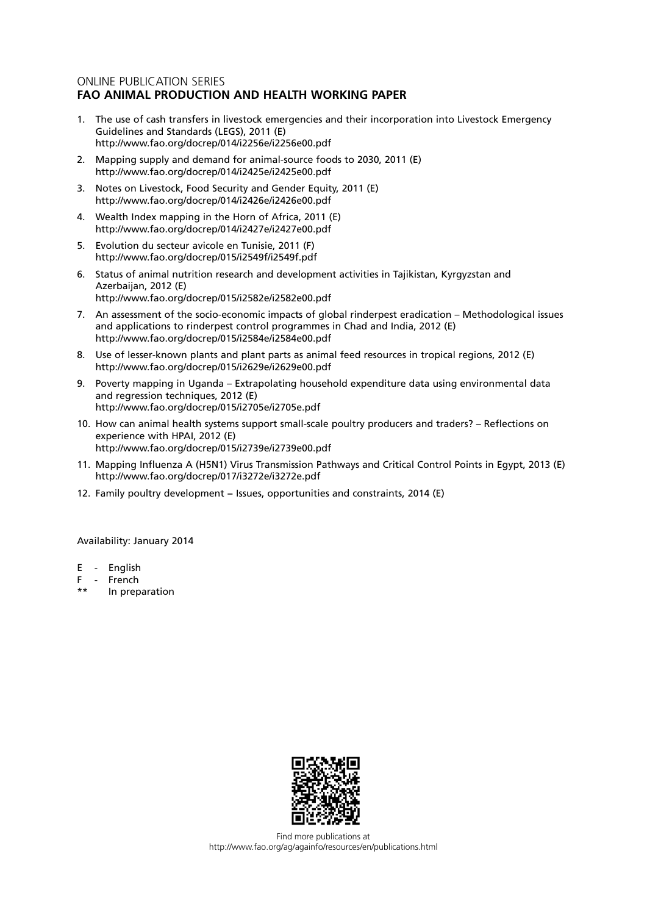ONLINE PUBLICATION SERIES

**FAO ANIMAL PRODUCTION AND HEALTH WORKING PAPER**

1. The use of cash transfers in livestock emergencies and their incorporation into Livestock Emergency Guidelines and Standards (LEGS), 2011 (E)
   http://www.fao.org/docrep/014/i2256e/i2256e00.pdf
2. Mapping supply and demand for animal-source foods to 2030, 2011 (E)
   http://www.fao.org/docrep/014/i2425e/i2425e00.pdf
3. Notes on Livestock, Food Security and Gender Equity, 2011 (E)
   http://www.fao.org/docrep/014/i2426e/i2426e00.pdf
4. Wealth Index mapping in the Horn of Africa, 2011 (E)
   http://www.fao.org/docrep/014/i2427e/i2427e00.pdf
5. Evolution du secteur avicole en Tunisie, 2011 (F)
   http://www.fao.org/docrep/015/i2549f/i2549f.pdf
6. Status of animal nutrition research and development activities in Tajikistan, Kyrgyzstan and Azerbaijan, 2012 (E)
   http://www.fao.org/docrep/015/i2582e/i2582e00.pdf
7. An assessment of the socio-economic impacts of global rinderpest eradication – Methodological issues and applications to rinderpest control programmes in Chad and India, 2012 (E)
   http://www.fao.org/docrep/015/i2584e/i2584e00.pdf
8. Use of lesser-known plants and plant parts as animal feed resources in tropical regions, 2012 (E)
   http://www.fao.org/docrep/015/i2629e/i2629e00.pdf
9. Poverty mapping in Uganda – Extrapolating household expenditure data using environmental data and regression techniques, 2012 (E)
   http://www.fao.org/docrep/015/i2705e/i2705e.pdf
10. How can animal health systems support small-scale poultry producers and traders? – Reflections on experience with HPAI, 2012 (E)
    http://www.fao.org/docrep/015/i2739e/i2739e00.pdf
11. Mapping Influenza A (H5N1) Virus Transmission Pathways and Critical Control Points in Egypt, 2013 (E)
    http://www.fao.org/docrep/017/i3272e/i3272e.pdf
12. Family poultry development – Issues, opportunities and constraints, 2014 (E)

Availability: January 2014

E - English
F - French
** In preparation

Find more publications at
http://www.fao.org/ag/againfo/resources/en/publications.html